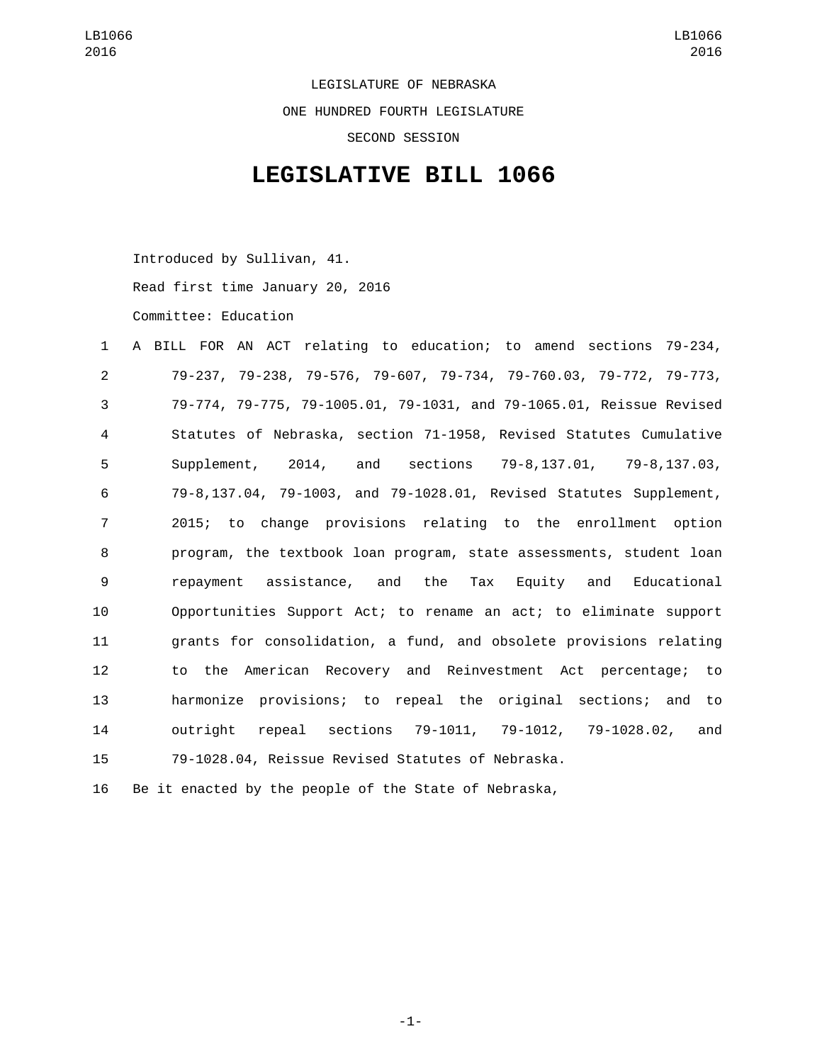LEGISLATURE OF NEBRASKA

ONE HUNDRED FOURTH LEGISLATURE

SECOND SESSION

# LEGISLATIVE BILL 1066

Introduced by Sullivan, 41.

Read first time January 20, 2016

Committee: Education

1 A BILL FOR AN ACT relating to education; to amend sections 79-234,
2 79-237, 79-238, 79-576, 79-607, 79-734, 79-760.03, 79-772, 79-773,
3 79-774, 79-775, 79-1005.01, 79-1031, and 79-1065.01, Reissue Revised
4 Statutes of Nebraska, section 71-1958, Revised Statutes Cumulative
5 Supplement, 2014, and sections 79-8,137.01, 79-8,137.03,
6 79-8,137.04, 79-1003, and 79-1028.01, Revised Statutes Supplement,
7 2015; to change provisions relating to the enrollment option
8 program, the textbook loan program, state assessments, student loan
9 repayment assistance, and the Tax Equity and Educational
10 Opportunities Support Act; to rename an act; to eliminate support
11 grants for consolidation, a fund, and obsolete provisions relating
12 to the American Recovery and Reinvestment Act percentage; to
13 harmonize provisions; to repeal the original sections; and to
14 outright repeal sections 79-1011, 79-1012, 79-1028.02, and
15 79-1028.04, Reissue Revised Statutes of Nebraska.

16 Be it enacted by the people of the State of Nebraska,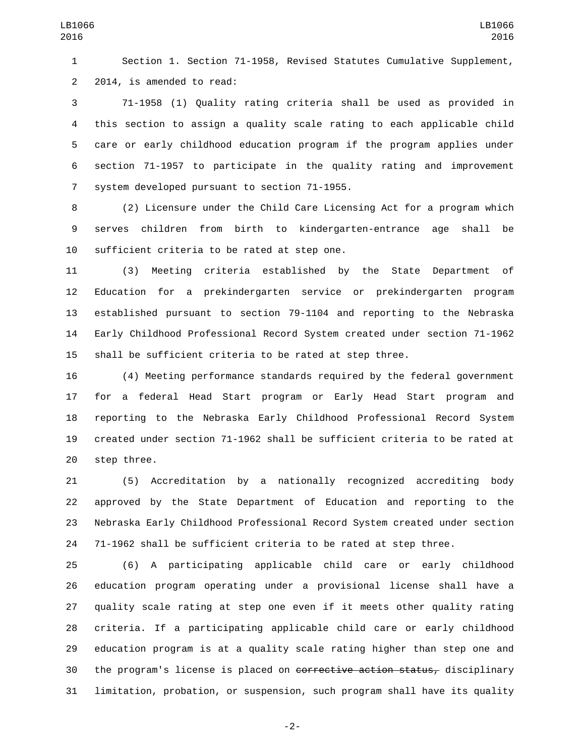Section 1. Section 71-1958, Revised Statutes Cumulative Supplement, 2014, is amended to read:

71-1958 (1) Quality rating criteria shall be used as provided in this section to assign a quality scale rating to each applicable child care or early childhood education program if the program applies under section 71-1957 to participate in the quality rating and improvement system developed pursuant to section 71-1955.

(2) Licensure under the Child Care Licensing Act for a program which serves children from birth to kindergarten-entrance age shall be sufficient criteria to be rated at step one.

(3) Meeting criteria established by the State Department of Education for a prekindergarten service or prekindergarten program established pursuant to section 79-1104 and reporting to the Nebraska Early Childhood Professional Record System created under section 71-1962 shall be sufficient criteria to be rated at step three.

(4) Meeting performance standards required by the federal government for a federal Head Start program or Early Head Start program and reporting to the Nebraska Early Childhood Professional Record System created under section 71-1962 shall be sufficient criteria to be rated at step three.

(5) Accreditation by a nationally recognized accrediting body approved by the State Department of Education and reporting to the Nebraska Early Childhood Professional Record System created under section 71-1962 shall be sufficient criteria to be rated at step three.

(6) A participating applicable child care or early childhood education program operating under a provisional license shall have a quality scale rating at step one even if it meets other quality rating criteria. If a participating applicable child care or early childhood education program is at a quality scale rating higher than step one and the program's license is placed on ~~corrective action status,~~ disciplinary limitation, probation, or suspension, such program shall have its quality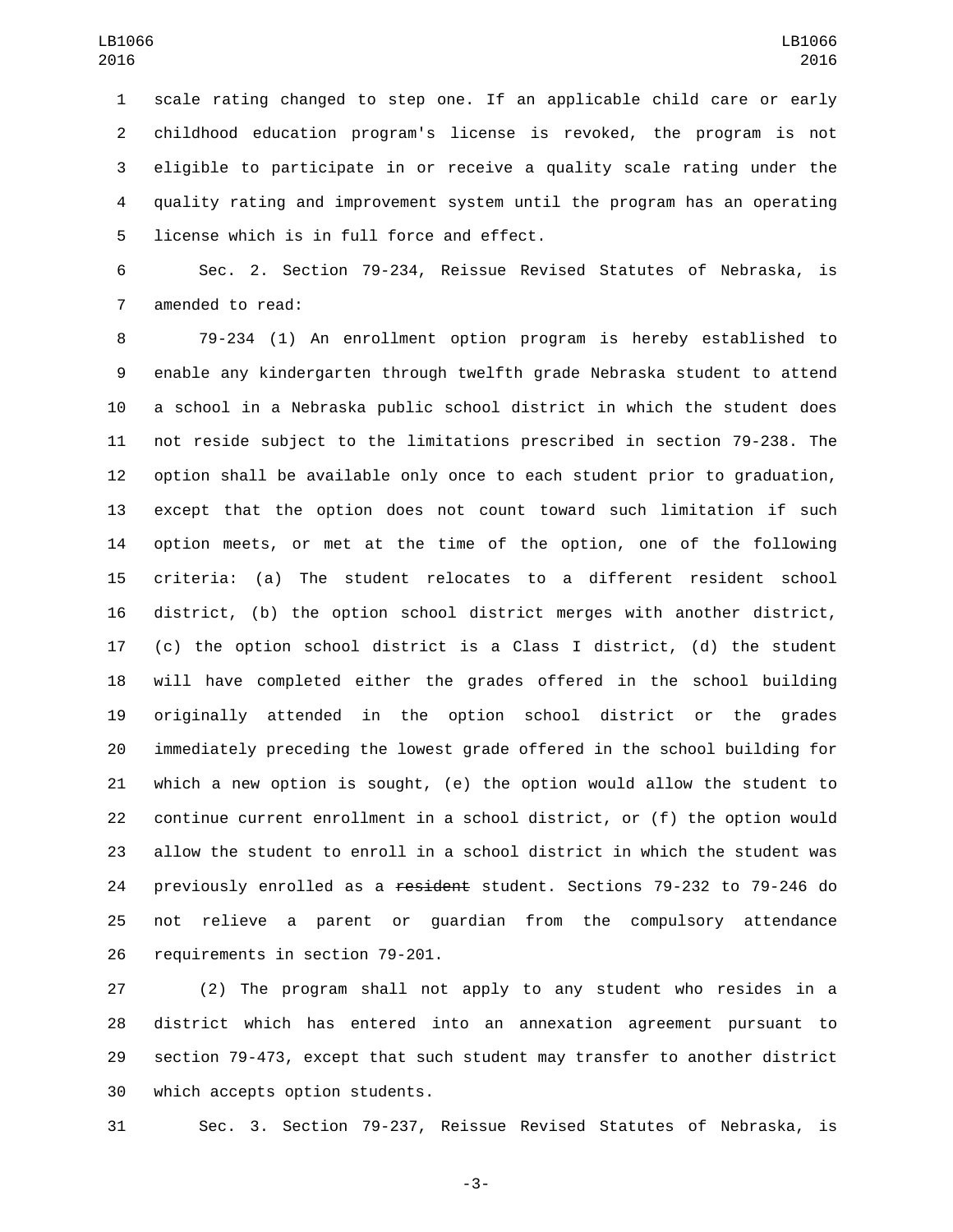scale rating changed to step one. If an applicable child care or early childhood education program's license is revoked, the program is not eligible to participate in or receive a quality scale rating under the quality rating and improvement system until the program has an operating license which is in full force and effect.

Sec. 2. Section 79-234, Reissue Revised Statutes of Nebraska, is amended to read:

79-234 (1) An enrollment option program is hereby established to enable any kindergarten through twelfth grade Nebraska student to attend a school in a Nebraska public school district in which the student does not reside subject to the limitations prescribed in section 79-238. The option shall be available only once to each student prior to graduation, except that the option does not count toward such limitation if such option meets, or met at the time of the option, one of the following criteria: (a) The student relocates to a different resident school district, (b) the option school district merges with another district, (c) the option school district is a Class I district, (d) the student will have completed either the grades offered in the school building originally attended in the option school district or the grades immediately preceding the lowest grade offered in the school building for which a new option is sought, (e) the option would allow the student to continue current enrollment in a school district, or (f) the option would allow the student to enroll in a school district in which the student was previously enrolled as a ~~resident~~ student. Sections 79-232 to 79-246 do not relieve a parent or guardian from the compulsory attendance requirements in section 79-201.

(2) The program shall not apply to any student who resides in a district which has entered into an annexation agreement pursuant to section 79-473, except that such student may transfer to another district which accepts option students.

Sec. 3. Section 79-237, Reissue Revised Statutes of Nebraska, is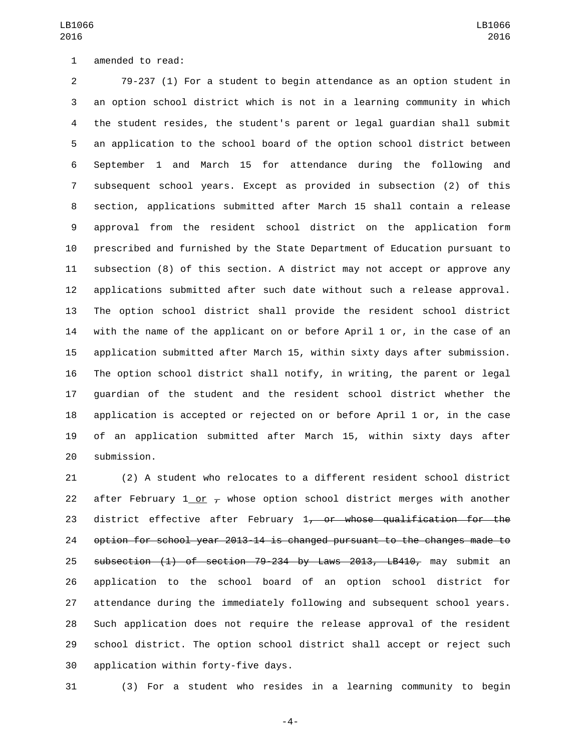amended to read:

79-237 (1) For a student to begin attendance as an option student in an option school district which is not in a learning community in which the student resides, the student's parent or legal guardian shall submit an application to the school board of the option school district between September 1 and March 15 for attendance during the following and subsequent school years. Except as provided in subsection (2) of this section, applications submitted after March 15 shall contain a release approval from the resident school district on the application form prescribed and furnished by the State Department of Education pursuant to subsection (8) of this section. A district may not accept or approve any applications submitted after such date without such a release approval. The option school district shall provide the resident school district with the name of the applicant on or before April 1 or, in the case of an application submitted after March 15, within sixty days after submission. The option school district shall notify, in writing, the parent or legal guardian of the student and the resident school district whether the application is accepted or rejected on or before April 1 or, in the case of an application submitted after March 15, within sixty days after submission.

(2) A student who relocates to a different resident school district after February 1 <u>or</u> ~~,~~ whose option school district merges with another district effective after February 1~~, or whose qualification for the option for school year 2013-14 is changed pursuant to the changes made to subsection (1) of section 79-234 by Laws 2013, LB410,~~ may submit an application to the school board of an option school district for attendance during the immediately following and subsequent school years. Such application does not require the release approval of the resident school district. The option school district shall accept or reject such application within forty-five days.

(3) For a student who resides in a learning community to begin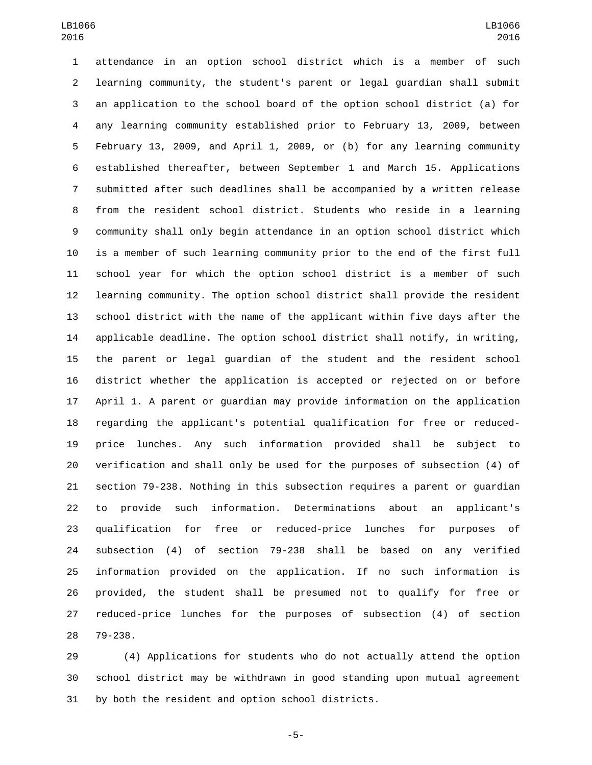attendance in an option school district which is a member of such learning community, the student's parent or legal guardian shall submit an application to the school board of the option school district (a) for any learning community established prior to February 13, 2009, between February 13, 2009, and April 1, 2009, or (b) for any learning community established thereafter, between September 1 and March 15. Applications submitted after such deadlines shall be accompanied by a written release from the resident school district. Students who reside in a learning community shall only begin attendance in an option school district which is a member of such learning community prior to the end of the first full school year for which the option school district is a member of such learning community. The option school district shall provide the resident school district with the name of the applicant within five days after the applicable deadline. The option school district shall notify, in writing, the parent or legal guardian of the student and the resident school district whether the application is accepted or rejected on or before April 1. A parent or guardian may provide information on the application regarding the applicant's potential qualification for free or reduced-price lunches. Any such information provided shall be subject to verification and shall only be used for the purposes of subsection (4) of section 79-238. Nothing in this subsection requires a parent or guardian to provide such information. Determinations about an applicant's qualification for free or reduced-price lunches for purposes of subsection (4) of section 79-238 shall be based on any verified information provided on the application. If no such information is provided, the student shall be presumed not to qualify for free or reduced-price lunches for the purposes of subsection (4) of section 79-238.

(4) Applications for students who do not actually attend the option school district may be withdrawn in good standing upon mutual agreement by both the resident and option school districts.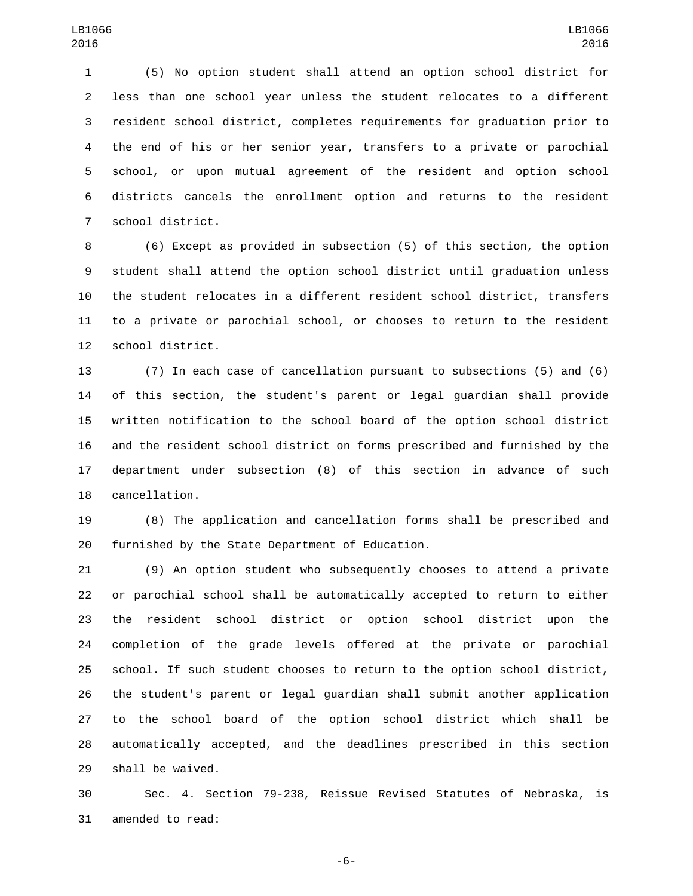(5) No option student shall attend an option school district for less than one school year unless the student relocates to a different resident school district, completes requirements for graduation prior to the end of his or her senior year, transfers to a private or parochial school, or upon mutual agreement of the resident and option school districts cancels the enrollment option and returns to the resident school district.

(6) Except as provided in subsection (5) of this section, the option student shall attend the option school district until graduation unless the student relocates in a different resident school district, transfers to a private or parochial school, or chooses to return to the resident school district.

(7) In each case of cancellation pursuant to subsections (5) and (6) of this section, the student's parent or legal guardian shall provide written notification to the school board of the option school district and the resident school district on forms prescribed and furnished by the department under subsection (8) of this section in advance of such cancellation.

(8) The application and cancellation forms shall be prescribed and furnished by the State Department of Education.

(9) An option student who subsequently chooses to attend a private or parochial school shall be automatically accepted to return to either the resident school district or option school district upon the completion of the grade levels offered at the private or parochial school. If such student chooses to return to the option school district, the student's parent or legal guardian shall submit another application to the school board of the option school district which shall be automatically accepted, and the deadlines prescribed in this section shall be waived.

Sec. 4. Section 79-238, Reissue Revised Statutes of Nebraska, is amended to read: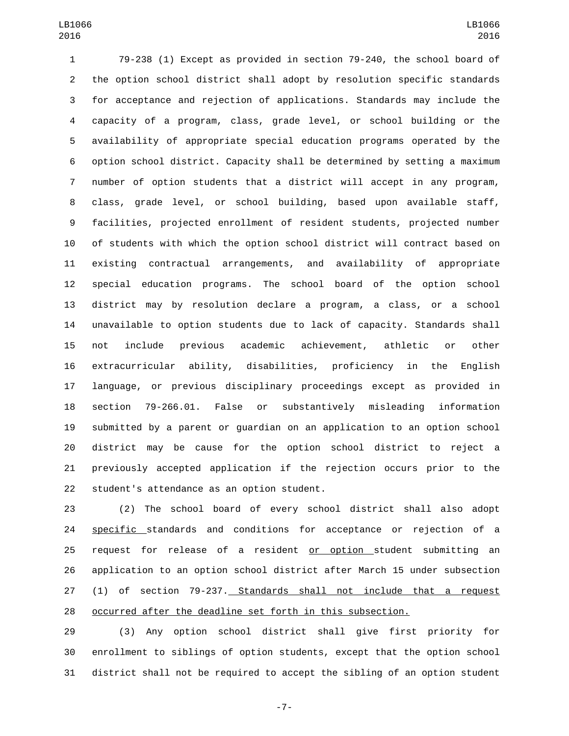79-238 (1) Except as provided in section 79-240, the school board of the option school district shall adopt by resolution specific standards for acceptance and rejection of applications. Standards may include the capacity of a program, class, grade level, or school building or the availability of appropriate special education programs operated by the option school district. Capacity shall be determined by setting a maximum number of option students that a district will accept in any program, class, grade level, or school building, based upon available staff, facilities, projected enrollment of resident students, projected number of students with which the option school district will contract based on existing contractual arrangements, and availability of appropriate special education programs. The school board of the option school district may by resolution declare a program, a class, or a school unavailable to option students due to lack of capacity. Standards shall not include previous academic achievement, athletic or other extracurricular ability, disabilities, proficiency in the English language, or previous disciplinary proceedings except as provided in section 79-266.01. False or substantively misleading information submitted by a parent or guardian on an application to an option school district may be cause for the option school district to reject a previously accepted application if the rejection occurs prior to the student's attendance as an option student.

(2) The school board of every school district shall also adopt <u>specific </u>standards and conditions for acceptance or rejection of a request for release of a resident <u>or option </u>student submitting an application to an option school district after March 15 under subsection (1) of section 79-237.<u> Standards shall not include that a request occurred after the deadline set forth in this subsection.</u>

(3) Any option school district shall give first priority for enrollment to siblings of option students, except that the option school district shall not be required to accept the sibling of an option student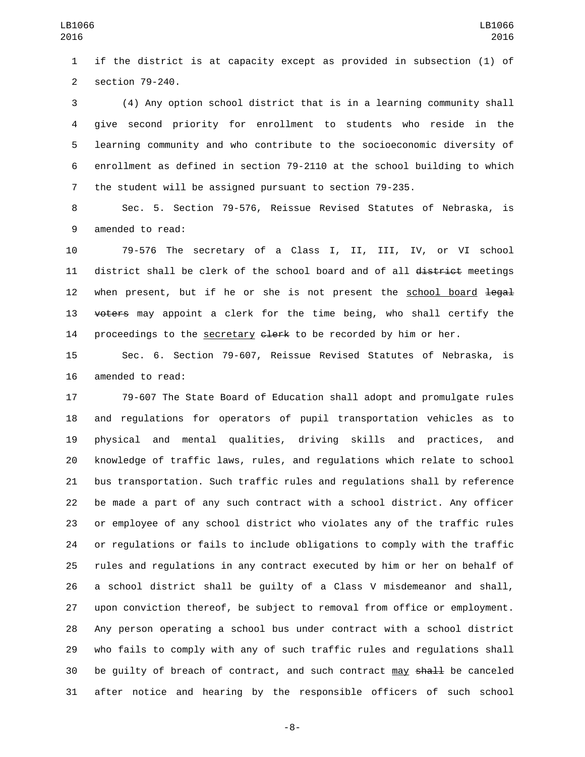if the district is at capacity except as provided in subsection (1) of section 79-240.

(4) Any option school district that is in a learning community shall give second priority for enrollment to students who reside in the learning community and who contribute to the socioeconomic diversity of enrollment as defined in section 79-2110 at the school building to which the student will be assigned pursuant to section 79-235.

Sec. 5. Section 79-576, Reissue Revised Statutes of Nebraska, is amended to read:

79-576 The secretary of a Class I, II, III, IV, or VI school district shall be clerk of the school board and of all ~~district~~ meetings when present, but if he or she is not present the school board ~~legal voters~~ may appoint a clerk for the time being, who shall certify the proceedings to the secretary ~~clerk~~ to be recorded by him or her.

Sec. 6. Section 79-607, Reissue Revised Statutes of Nebraska, is amended to read:

79-607 The State Board of Education shall adopt and promulgate rules and regulations for operators of pupil transportation vehicles as to physical and mental qualities, driving skills and practices, and knowledge of traffic laws, rules, and regulations which relate to school bus transportation. Such traffic rules and regulations shall by reference be made a part of any such contract with a school district. Any officer or employee of any school district who violates any of the traffic rules or regulations or fails to include obligations to comply with the traffic rules and regulations in any contract executed by him or her on behalf of a school district shall be guilty of a Class V misdemeanor and shall, upon conviction thereof, be subject to removal from office or employment. Any person operating a school bus under contract with a school district who fails to comply with any of such traffic rules and regulations shall be guilty of breach of contract, and such contract may ~~shall~~ be canceled after notice and hearing by the responsible officers of such school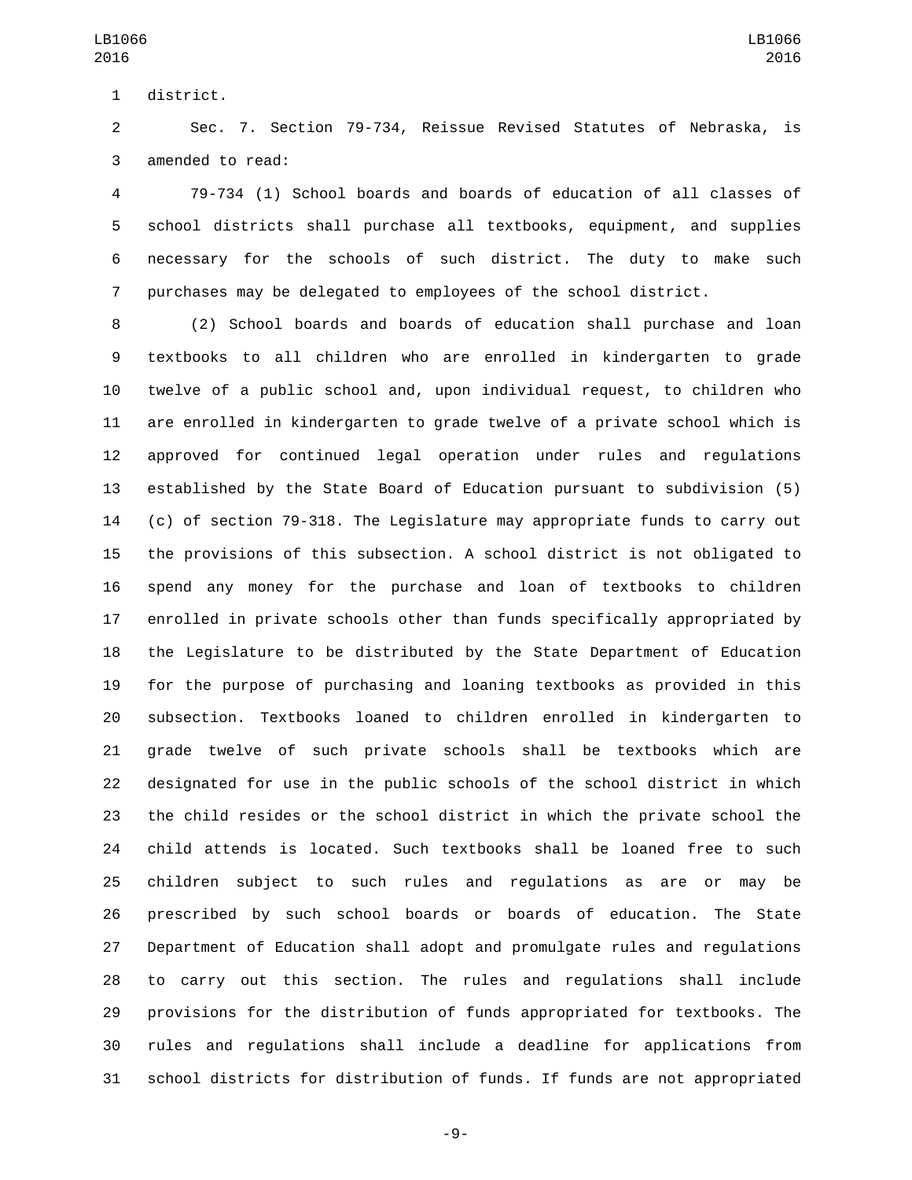district.

Sec. 7. Section 79-734, Reissue Revised Statutes of Nebraska, is amended to read:

79-734 (1) School boards and boards of education of all classes of school districts shall purchase all textbooks, equipment, and supplies necessary for the schools of such district. The duty to make such purchases may be delegated to employees of the school district.

(2) School boards and boards of education shall purchase and loan textbooks to all children who are enrolled in kindergarten to grade twelve of a public school and, upon individual request, to children who are enrolled in kindergarten to grade twelve of a private school which is approved for continued legal operation under rules and regulations established by the State Board of Education pursuant to subdivision (5)(c) of section 79-318. The Legislature may appropriate funds to carry out the provisions of this subsection. A school district is not obligated to spend any money for the purchase and loan of textbooks to children enrolled in private schools other than funds specifically appropriated by the Legislature to be distributed by the State Department of Education for the purpose of purchasing and loaning textbooks as provided in this subsection. Textbooks loaned to children enrolled in kindergarten to grade twelve of such private schools shall be textbooks which are designated for use in the public schools of the school district in which the child resides or the school district in which the private school the child attends is located. Such textbooks shall be loaned free to such children subject to such rules and regulations as are or may be prescribed by such school boards or boards of education. The State Department of Education shall adopt and promulgate rules and regulations to carry out this section. The rules and regulations shall include provisions for the distribution of funds appropriated for textbooks. The rules and regulations shall include a deadline for applications from school districts for distribution of funds. If funds are not appropriated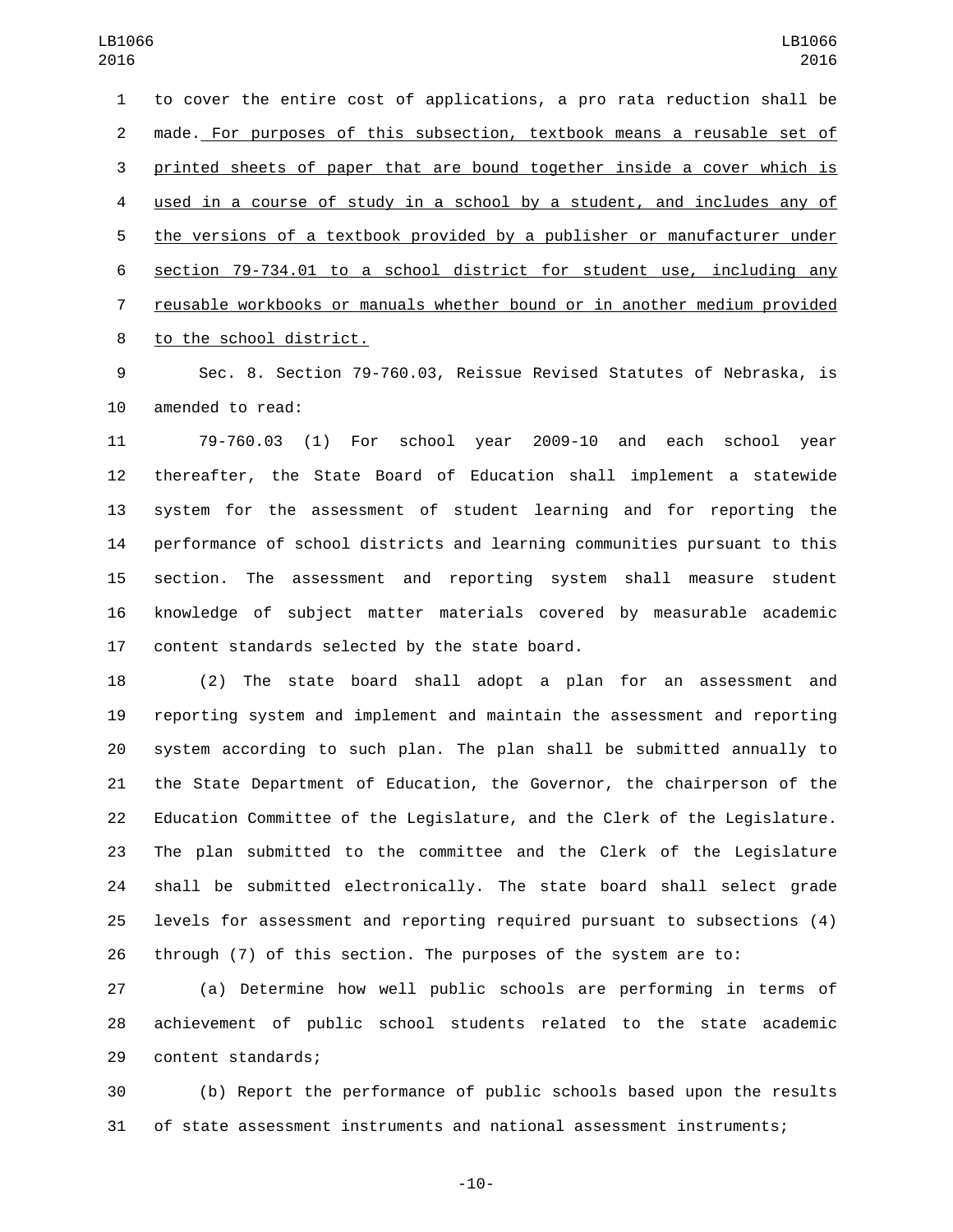to cover the entire cost of applications, a pro rata reduction shall be made. For purposes of this subsection, textbook means a reusable set of printed sheets of paper that are bound together inside a cover which is used in a course of study in a school by a student, and includes any of the versions of a textbook provided by a publisher or manufacturer under section 79-734.01 to a school district for student use, including any reusable workbooks or manuals whether bound or in another medium provided to the school district.

Sec. 8. Section 79-760.03, Reissue Revised Statutes of Nebraska, is amended to read:

79-760.03 (1) For school year 2009-10 and each school year thereafter, the State Board of Education shall implement a statewide system for the assessment of student learning and for reporting the performance of school districts and learning communities pursuant to this section. The assessment and reporting system shall measure student knowledge of subject matter materials covered by measurable academic content standards selected by the state board.

(2) The state board shall adopt a plan for an assessment and reporting system and implement and maintain the assessment and reporting system according to such plan. The plan shall be submitted annually to the State Department of Education, the Governor, the chairperson of the Education Committee of the Legislature, and the Clerk of the Legislature. The plan submitted to the committee and the Clerk of the Legislature shall be submitted electronically. The state board shall select grade levels for assessment and reporting required pursuant to subsections (4) through (7) of this section. The purposes of the system are to:

(a) Determine how well public schools are performing in terms of achievement of public school students related to the state academic content standards;

(b) Report the performance of public schools based upon the results of state assessment instruments and national assessment instruments;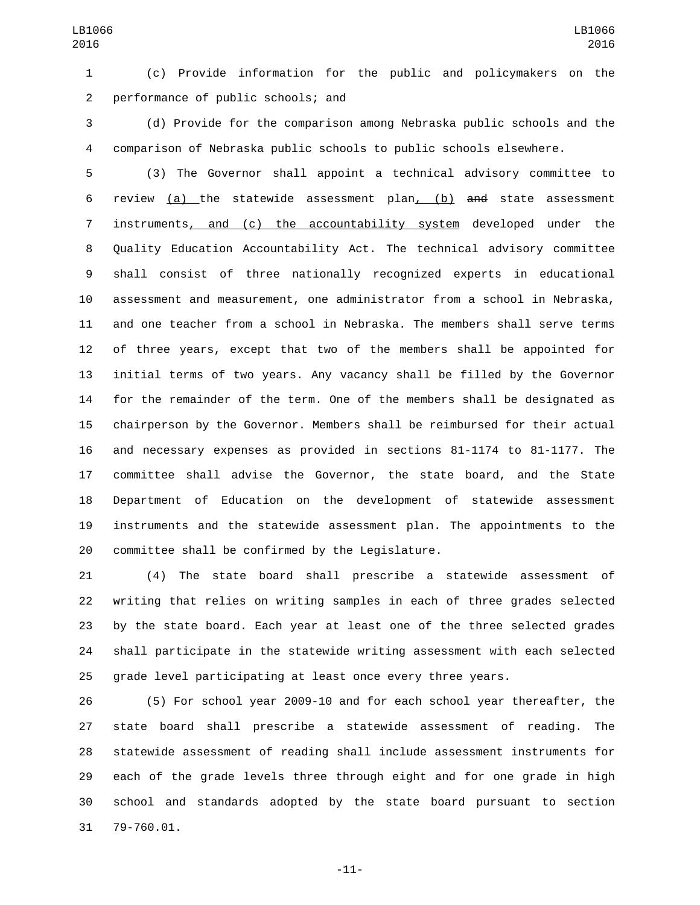(c) Provide information for the public and policymakers on the performance of public schools; and

(d) Provide for the comparison among Nebraska public schools and the comparison of Nebraska public schools to public schools elsewhere.

(3) The Governor shall appoint a technical advisory committee to review (a) the statewide assessment plan, (b) ~~and~~ state assessment instruments, and (c) the accountability system developed under the Quality Education Accountability Act. The technical advisory committee shall consist of three nationally recognized experts in educational assessment and measurement, one administrator from a school in Nebraska, and one teacher from a school in Nebraska. The members shall serve terms of three years, except that two of the members shall be appointed for initial terms of two years. Any vacancy shall be filled by the Governor for the remainder of the term. One of the members shall be designated as chairperson by the Governor. Members shall be reimbursed for their actual and necessary expenses as provided in sections 81-1174 to 81-1177. The committee shall advise the Governor, the state board, and the State Department of Education on the development of statewide assessment instruments and the statewide assessment plan. The appointments to the committee shall be confirmed by the Legislature.

(4) The state board shall prescribe a statewide assessment of writing that relies on writing samples in each of three grades selected by the state board. Each year at least one of the three selected grades shall participate in the statewide writing assessment with each selected grade level participating at least once every three years.

(5) For school year 2009-10 and for each school year thereafter, the state board shall prescribe a statewide assessment of reading. The statewide assessment of reading shall include assessment instruments for each of the grade levels three through eight and for one grade in high school and standards adopted by the state board pursuant to section 79-760.01.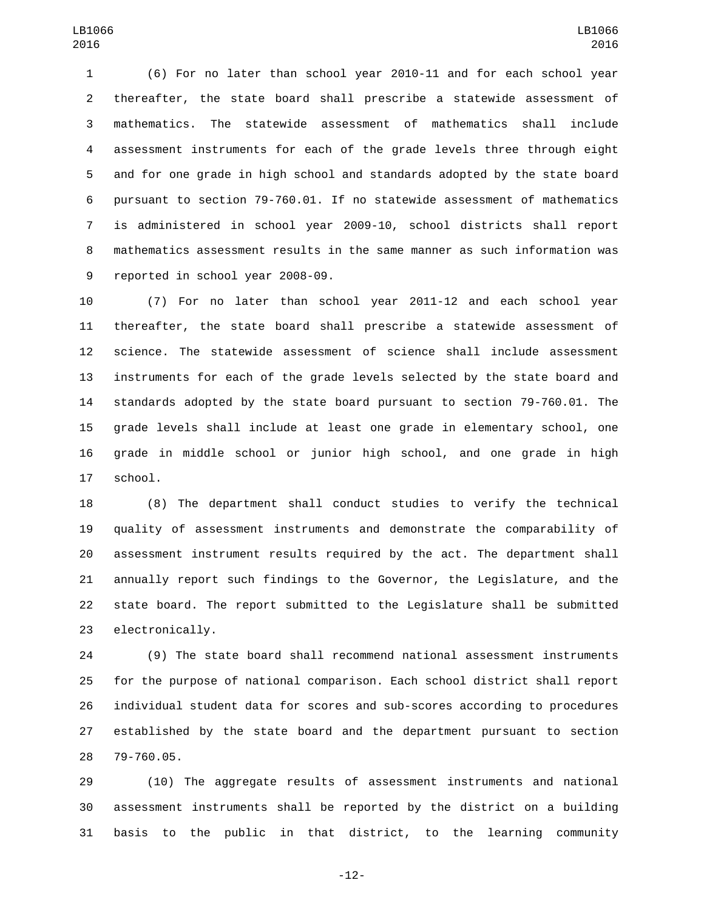(6) For no later than school year 2010-11 and for each school year thereafter, the state board shall prescribe a statewide assessment of mathematics. The statewide assessment of mathematics shall include assessment instruments for each of the grade levels three through eight and for one grade in high school and standards adopted by the state board pursuant to section 79-760.01. If no statewide assessment of mathematics is administered in school year 2009-10, school districts shall report mathematics assessment results in the same manner as such information was reported in school year 2008-09.

(7) For no later than school year 2011-12 and each school year thereafter, the state board shall prescribe a statewide assessment of science. The statewide assessment of science shall include assessment instruments for each of the grade levels selected by the state board and standards adopted by the state board pursuant to section 79-760.01. The grade levels shall include at least one grade in elementary school, one grade in middle school or junior high school, and one grade in high school.

(8) The department shall conduct studies to verify the technical quality of assessment instruments and demonstrate the comparability of assessment instrument results required by the act. The department shall annually report such findings to the Governor, the Legislature, and the state board. The report submitted to the Legislature shall be submitted electronically.

(9) The state board shall recommend national assessment instruments for the purpose of national comparison. Each school district shall report individual student data for scores and sub-scores according to procedures established by the state board and the department pursuant to section 79-760.05.

(10) The aggregate results of assessment instruments and national assessment instruments shall be reported by the district on a building basis to the public in that district, to the learning community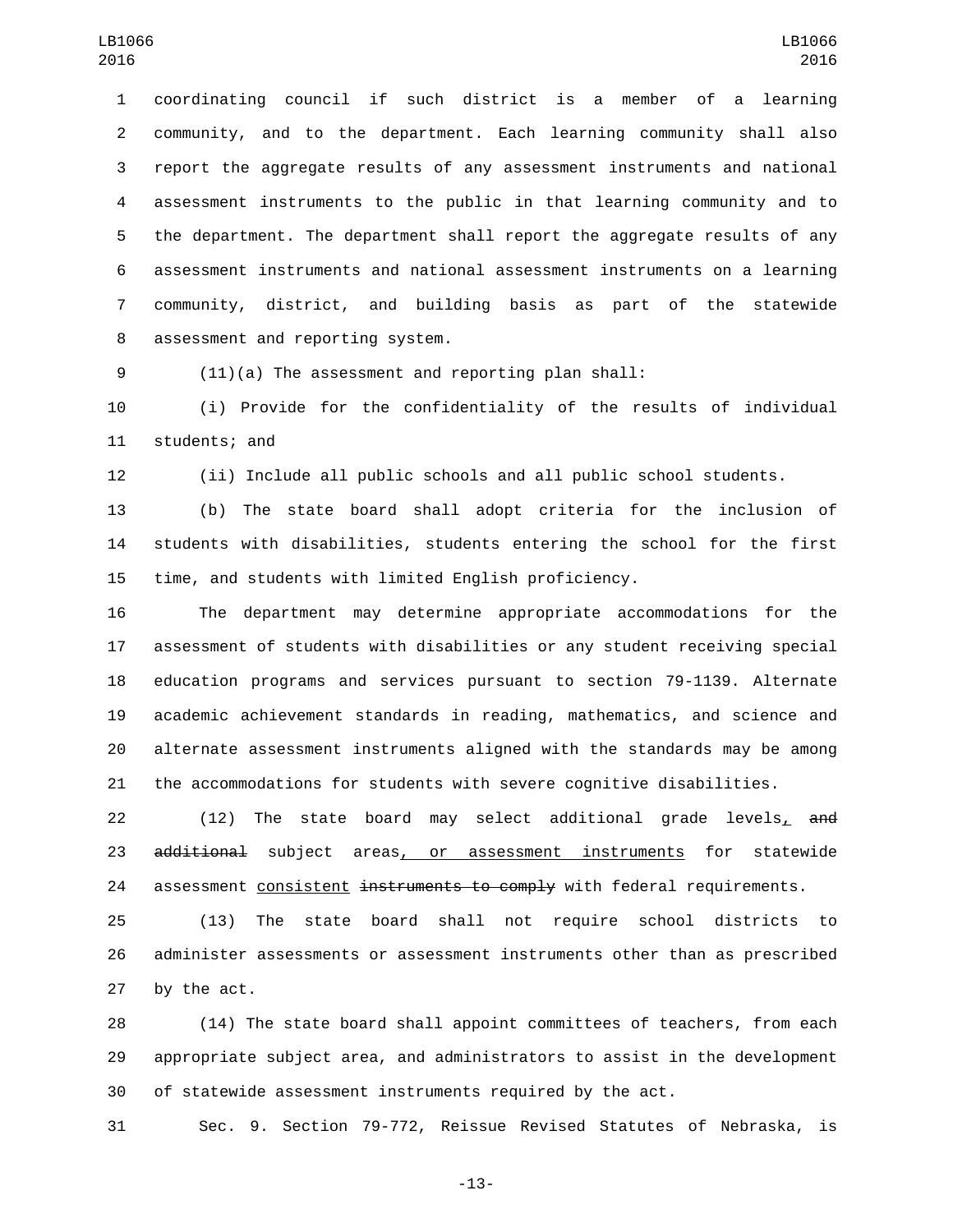coordinating council if such district is a member of a learning community, and to the department. Each learning community shall also report the aggregate results of any assessment instruments and national assessment instruments to the public in that learning community and to the department. The department shall report the aggregate results of any assessment instruments and national assessment instruments on a learning community, district, and building basis as part of the statewide assessment and reporting system.

(11)(a) The assessment and reporting plan shall:

(i) Provide for the confidentiality of the results of individual students; and

(ii) Include all public schools and all public school students.

(b) The state board shall adopt criteria for the inclusion of students with disabilities, students entering the school for the first time, and students with limited English proficiency.

The department may determine appropriate accommodations for the assessment of students with disabilities or any student receiving special education programs and services pursuant to section 79-1139. Alternate academic achievement standards in reading, mathematics, and science and alternate assessment instruments aligned with the standards may be among the accommodations for students with severe cognitive disabilities.

(12) The state board may select additional grade levels<u>,</u> ~~and additional~~ subject areas<u>, or assessment instruments</u> for statewide assessment <u>consistent</u> ~~instruments to comply~~ with federal requirements.

(13) The state board shall not require school districts to administer assessments or assessment instruments other than as prescribed by the act.

(14) The state board shall appoint committees of teachers, from each appropriate subject area, and administrators to assist in the development of statewide assessment instruments required by the act.

Sec. 9. Section 79-772, Reissue Revised Statutes of Nebraska, is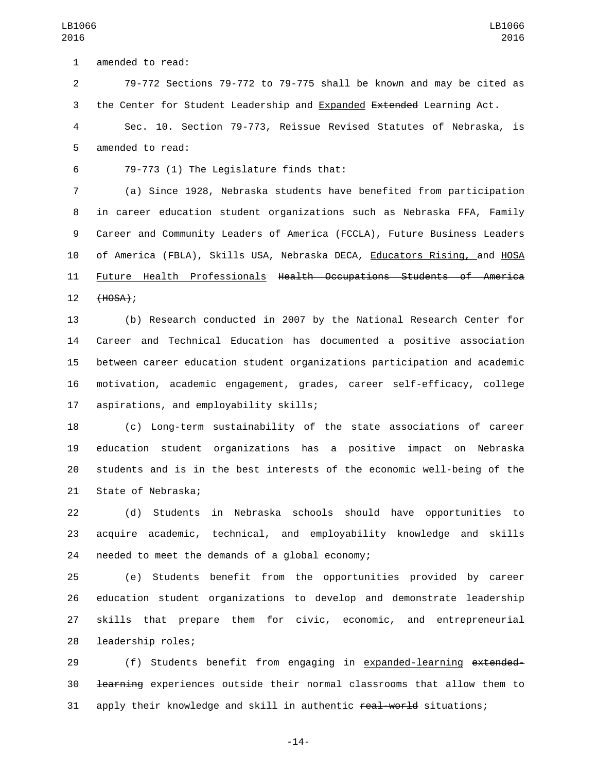amended to read:

79-772 Sections 79-772 to 79-775 shall be known and may be cited as the Center for Student Leadership and <u>Expanded</u> ~~Extended~~ Learning Act.

Sec. 10. Section 79-773, Reissue Revised Statutes of Nebraska, is amended to read:

79-773 (1) The Legislature finds that:

(a) Since 1928, Nebraska students have benefited from participation in career education student organizations such as Nebraska FFA, Family Career and Community Leaders of America (FCCLA), Future Business Leaders of America (FBLA), Skills USA, Nebraska DECA, <u>Educators Rising,</u> and <u>HOSA Future Health Professionals</u> ~~Health Occupations Students of America (HOSA)~~;

(b) Research conducted in 2007 by the National Research Center for Career and Technical Education has documented a positive association between career education student organizations participation and academic motivation, academic engagement, grades, career self-efficacy, college aspirations, and employability skills;

(c) Long-term sustainability of the state associations of career education student organizations has a positive impact on Nebraska students and is in the best interests of the economic well-being of the State of Nebraska;

(d) Students in Nebraska schools should have opportunities to acquire academic, technical, and employability knowledge and skills needed to meet the demands of a global economy;

(e) Students benefit from the opportunities provided by career education student organizations to develop and demonstrate leadership skills that prepare them for civic, economic, and entrepreneurial leadership roles;

(f) Students benefit from engaging in <u>expanded-learning</u> ~~extended-learning~~ experiences outside their normal classrooms that allow them to apply their knowledge and skill in <u>authentic</u> ~~real-world~~ situations;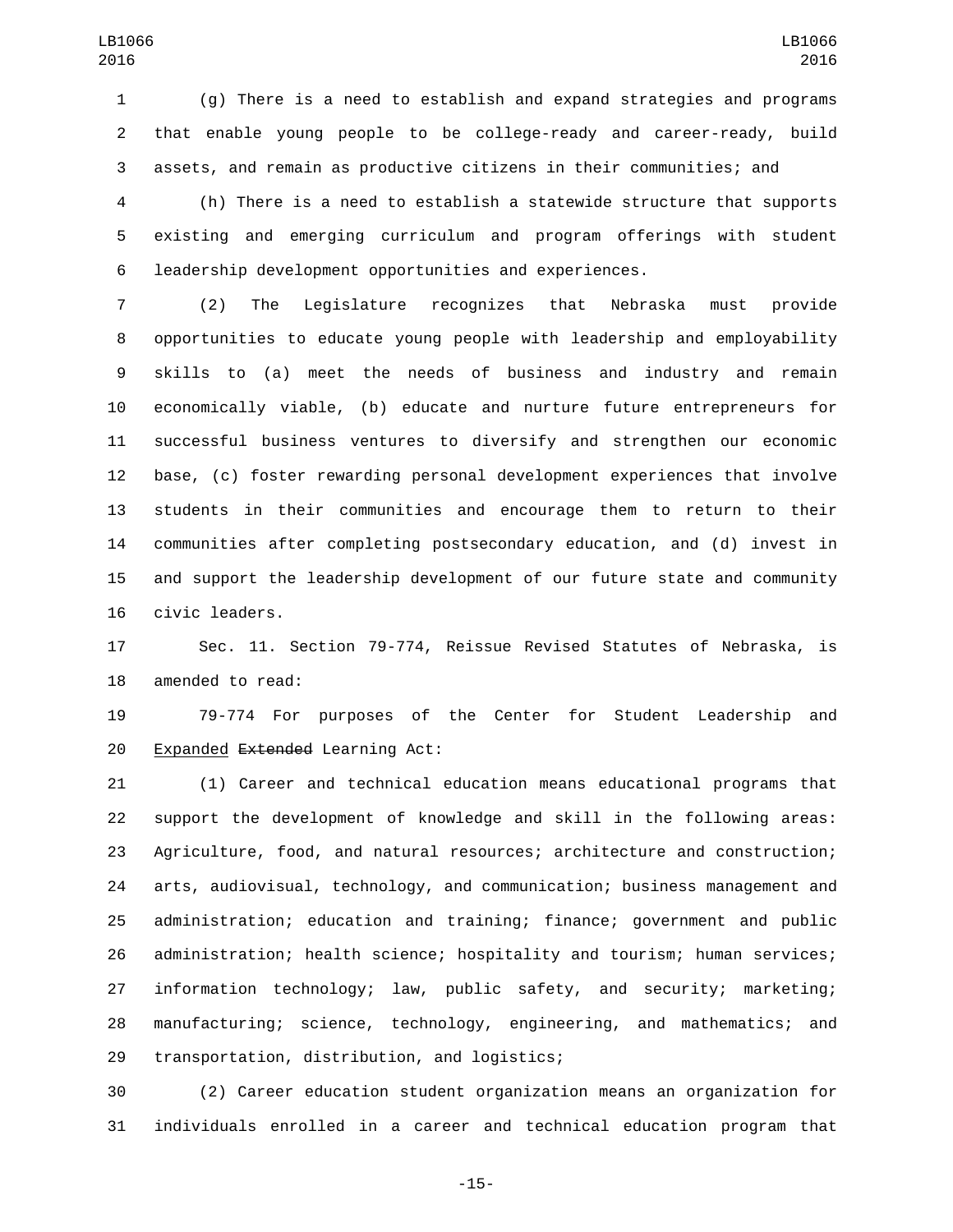(g) There is a need to establish and expand strategies and programs that enable young people to be college-ready and career-ready, build assets, and remain as productive citizens in their communities; and

(h) There is a need to establish a statewide structure that supports existing and emerging curriculum and program offerings with student leadership development opportunities and experiences.

(2) The Legislature recognizes that Nebraska must provide opportunities to educate young people with leadership and employability skills to (a) meet the needs of business and industry and remain economically viable, (b) educate and nurture future entrepreneurs for successful business ventures to diversify and strengthen our economic base, (c) foster rewarding personal development experiences that involve students in their communities and encourage them to return to their communities after completing postsecondary education, and (d) invest in and support the leadership development of our future state and community civic leaders.

Sec. 11. Section 79-774, Reissue Revised Statutes of Nebraska, is amended to read:

79-774 For purposes of the Center for Student Leadership and Expanded ~~Extended~~ Learning Act:

(1) Career and technical education means educational programs that support the development of knowledge and skill in the following areas: Agriculture, food, and natural resources; architecture and construction; arts, audiovisual, technology, and communication; business management and administration; education and training; finance; government and public administration; health science; hospitality and tourism; human services; information technology; law, public safety, and security; marketing; manufacturing; science, technology, engineering, and mathematics; and transportation, distribution, and logistics;

(2) Career education student organization means an organization for individuals enrolled in a career and technical education program that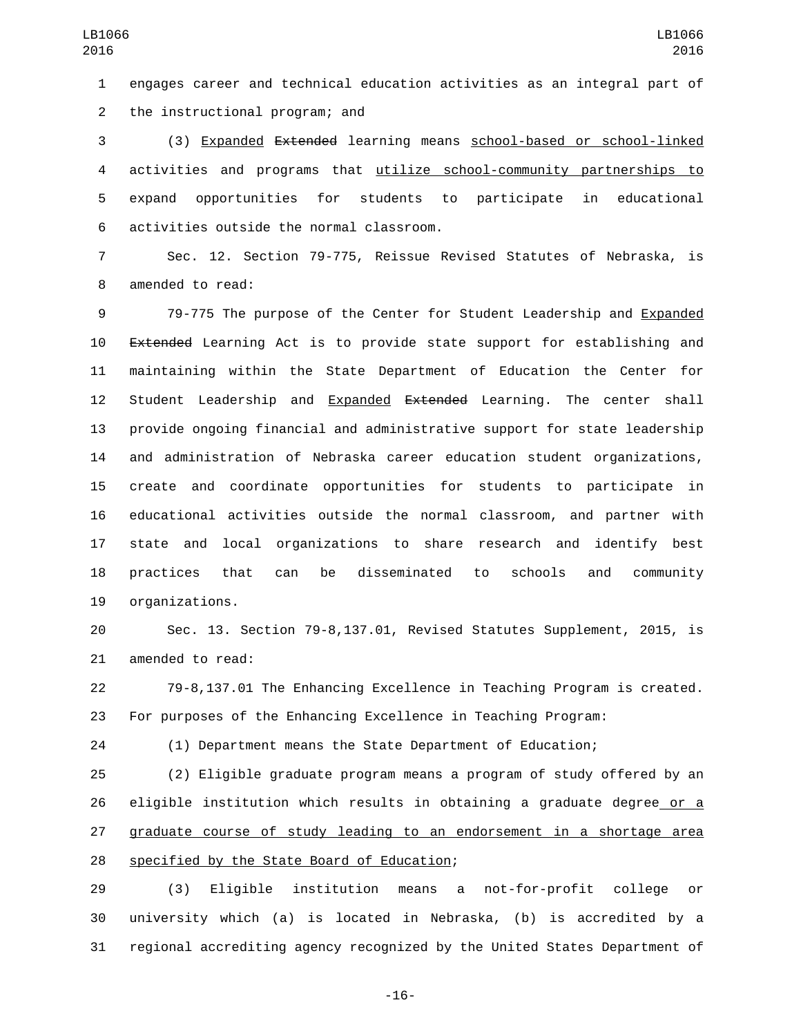engages career and technical education activities as an integral part of the instructional program; and

(3) <u>Expanded</u> ~~Extended~~ learning means <u>school-based or school-linked</u> activities and programs that <u>utilize school-community partnerships to</u> expand opportunities for students to participate in educational activities outside the normal classroom.

Sec. 12. Section 79-775, Reissue Revised Statutes of Nebraska, is amended to read:

79-775 The purpose of the Center for Student Leadership and <u>Expanded</u> ~~Extended~~ Learning Act is to provide state support for establishing and maintaining within the State Department of Education the Center for Student Leadership and <u>Expanded</u> ~~Extended~~ Learning. The center shall provide ongoing financial and administrative support for state leadership and administration of Nebraska career education student organizations, create and coordinate opportunities for students to participate in educational activities outside the normal classroom, and partner with state and local organizations to share research and identify best practices that can be disseminated to schools and community organizations.

Sec. 13. Section 79-8,137.01, Revised Statutes Supplement, 2015, is amended to read:

79-8,137.01 The Enhancing Excellence in Teaching Program is created. For purposes of the Enhancing Excellence in Teaching Program:

(1) Department means the State Department of Education;

(2) Eligible graduate program means a program of study offered by an eligible institution which results in obtaining a graduate degree<u> or a graduate course of study leading to an endorsement in a shortage area specified by the State Board of Education</u>;

(3) Eligible institution means a not-for-profit college or university which (a) is located in Nebraska, (b) is accredited by a regional accrediting agency recognized by the United States Department of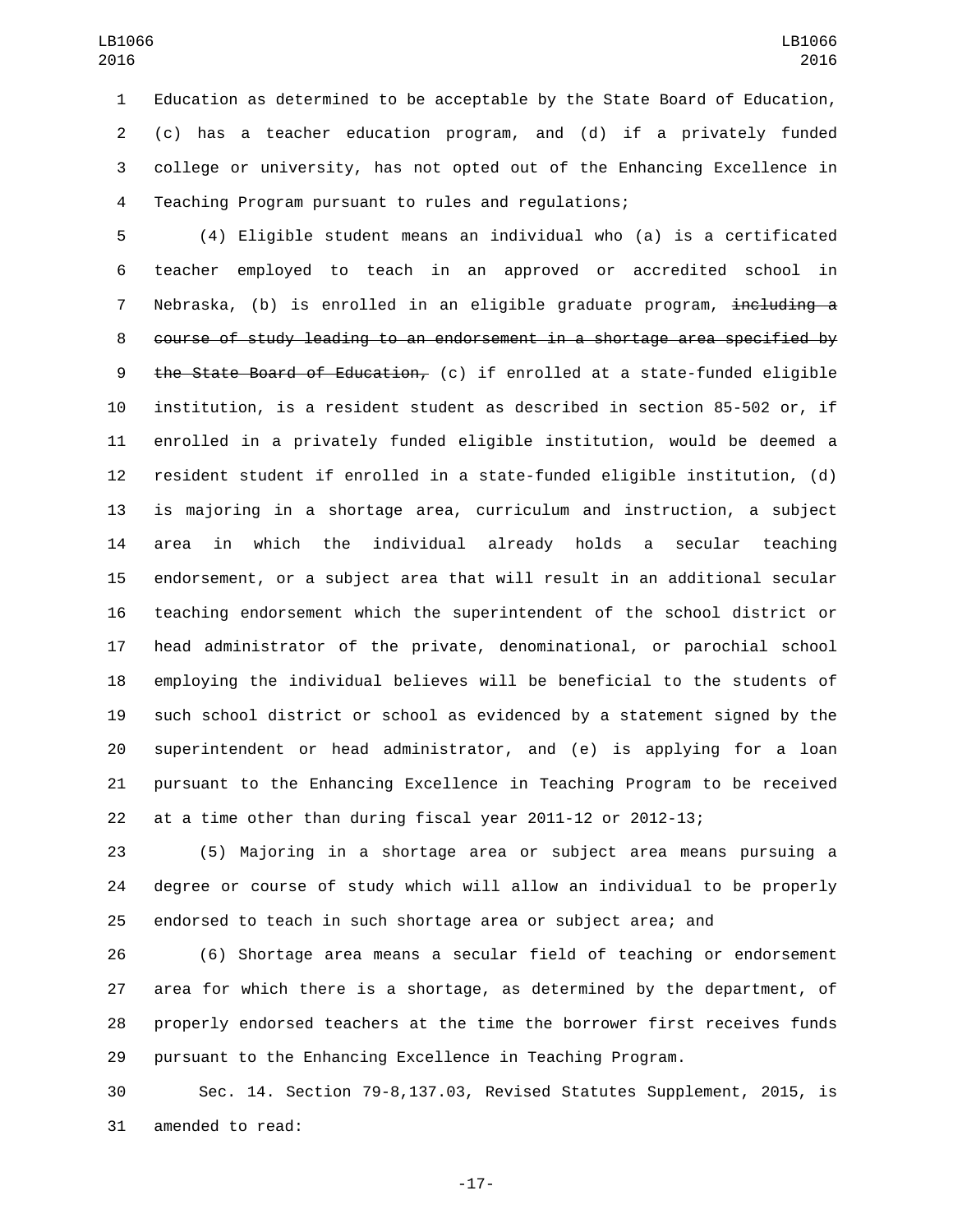Education as determined to be acceptable by the State Board of Education, (c) has a teacher education program, and (d) if a privately funded college or university, has not opted out of the Enhancing Excellence in Teaching Program pursuant to rules and regulations;

(4) Eligible student means an individual who (a) is a certificated teacher employed to teach in an approved or accredited school in Nebraska, (b) is enrolled in an eligible graduate program, ~~including a course of study leading to an endorsement in a shortage area specified by the State Board of Education,~~ (c) if enrolled at a state-funded eligible institution, is a resident student as described in section 85-502 or, if enrolled in a privately funded eligible institution, would be deemed a resident student if enrolled in a state-funded eligible institution, (d) is majoring in a shortage area, curriculum and instruction, a subject area in which the individual already holds a secular teaching endorsement, or a subject area that will result in an additional secular teaching endorsement which the superintendent of the school district or head administrator of the private, denominational, or parochial school employing the individual believes will be beneficial to the students of such school district or school as evidenced by a statement signed by the superintendent or head administrator, and (e) is applying for a loan pursuant to the Enhancing Excellence in Teaching Program to be received at a time other than during fiscal year 2011-12 or 2012-13;

(5) Majoring in a shortage area or subject area means pursuing a degree or course of study which will allow an individual to be properly endorsed to teach in such shortage area or subject area; and

(6) Shortage area means a secular field of teaching or endorsement area for which there is a shortage, as determined by the department, of properly endorsed teachers at the time the borrower first receives funds pursuant to the Enhancing Excellence in Teaching Program.

Sec. 14. Section 79-8,137.03, Revised Statutes Supplement, 2015, is amended to read: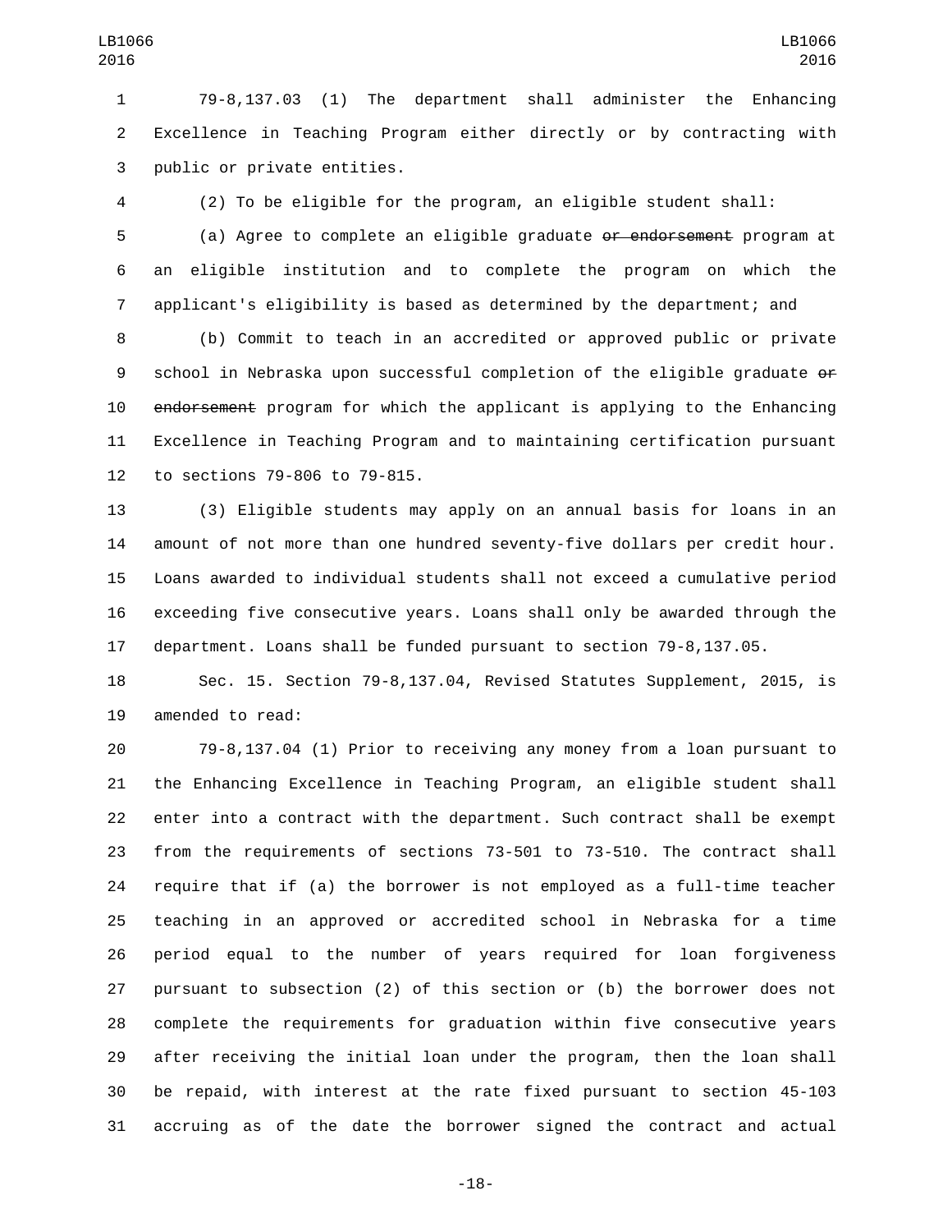79-8,137.03 (1) The department shall administer the Enhancing Excellence in Teaching Program either directly or by contracting with public or private entities.

(2) To be eligible for the program, an eligible student shall:

(a) Agree to complete an eligible graduate ~~or endorsement~~ program at an eligible institution and to complete the program on which the applicant's eligibility is based as determined by the department; and

(b) Commit to teach in an accredited or approved public or private school in Nebraska upon successful completion of the eligible graduate ~~or endorsement~~ program for which the applicant is applying to the Enhancing Excellence in Teaching Program and to maintaining certification pursuant to sections 79-806 to 79-815.

(3) Eligible students may apply on an annual basis for loans in an amount of not more than one hundred seventy-five dollars per credit hour. Loans awarded to individual students shall not exceed a cumulative period exceeding five consecutive years. Loans shall only be awarded through the department. Loans shall be funded pursuant to section 79-8,137.05.

Sec. 15. Section 79-8,137.04, Revised Statutes Supplement, 2015, is amended to read:

79-8,137.04 (1) Prior to receiving any money from a loan pursuant to the Enhancing Excellence in Teaching Program, an eligible student shall enter into a contract with the department. Such contract shall be exempt from the requirements of sections 73-501 to 73-510. The contract shall require that if (a) the borrower is not employed as a full-time teacher teaching in an approved or accredited school in Nebraska for a time period equal to the number of years required for loan forgiveness pursuant to subsection (2) of this section or (b) the borrower does not complete the requirements for graduation within five consecutive years after receiving the initial loan under the program, then the loan shall be repaid, with interest at the rate fixed pursuant to section 45-103 accruing as of the date the borrower signed the contract and actual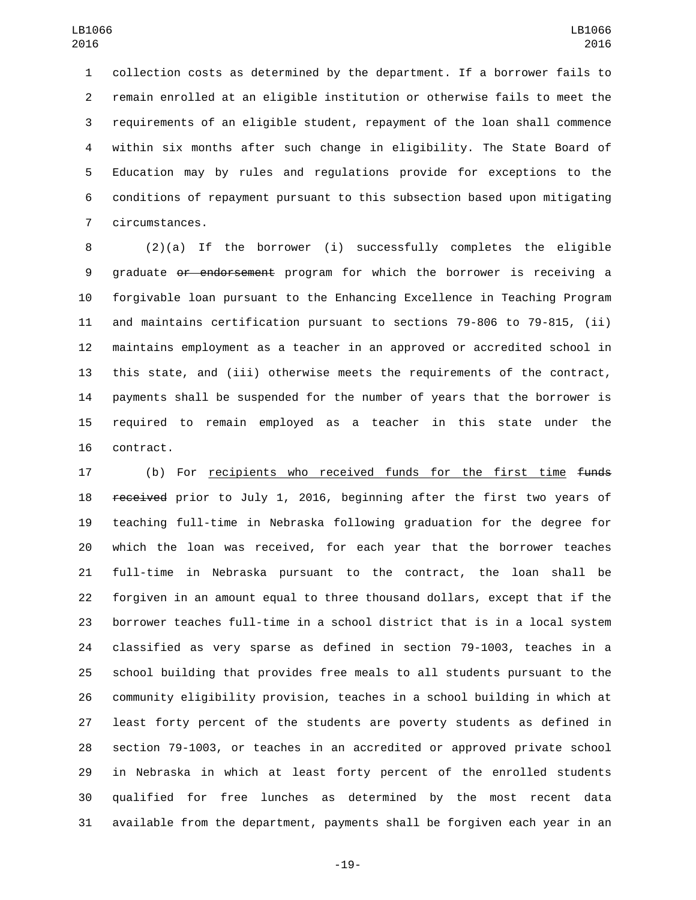collection costs as determined by the department. If a borrower fails to remain enrolled at an eligible institution or otherwise fails to meet the requirements of an eligible student, repayment of the loan shall commence within six months after such change in eligibility. The State Board of Education may by rules and regulations provide for exceptions to the conditions of repayment pursuant to this subsection based upon mitigating circumstances.

(2)(a) If the borrower (i) successfully completes the eligible graduate ~~or endorsement~~ program for which the borrower is receiving a forgivable loan pursuant to the Enhancing Excellence in Teaching Program and maintains certification pursuant to sections 79-806 to 79-815, (ii) maintains employment as a teacher in an approved or accredited school in this state, and (iii) otherwise meets the requirements of the contract, payments shall be suspended for the number of years that the borrower is required to remain employed as a teacher in this state under the contract.

(b) For <u>recipients who received funds for the first time</u> ~~funds received~~ prior to July 1, 2016, beginning after the first two years of teaching full-time in Nebraska following graduation for the degree for which the loan was received, for each year that the borrower teaches full-time in Nebraska pursuant to the contract, the loan shall be forgiven in an amount equal to three thousand dollars, except that if the borrower teaches full-time in a school district that is in a local system classified as very sparse as defined in section 79-1003, teaches in a school building that provides free meals to all students pursuant to the community eligibility provision, teaches in a school building in which at least forty percent of the students are poverty students as defined in section 79-1003, or teaches in an accredited or approved private school in Nebraska in which at least forty percent of the enrolled students qualified for free lunches as determined by the most recent data available from the department, payments shall be forgiven each year in an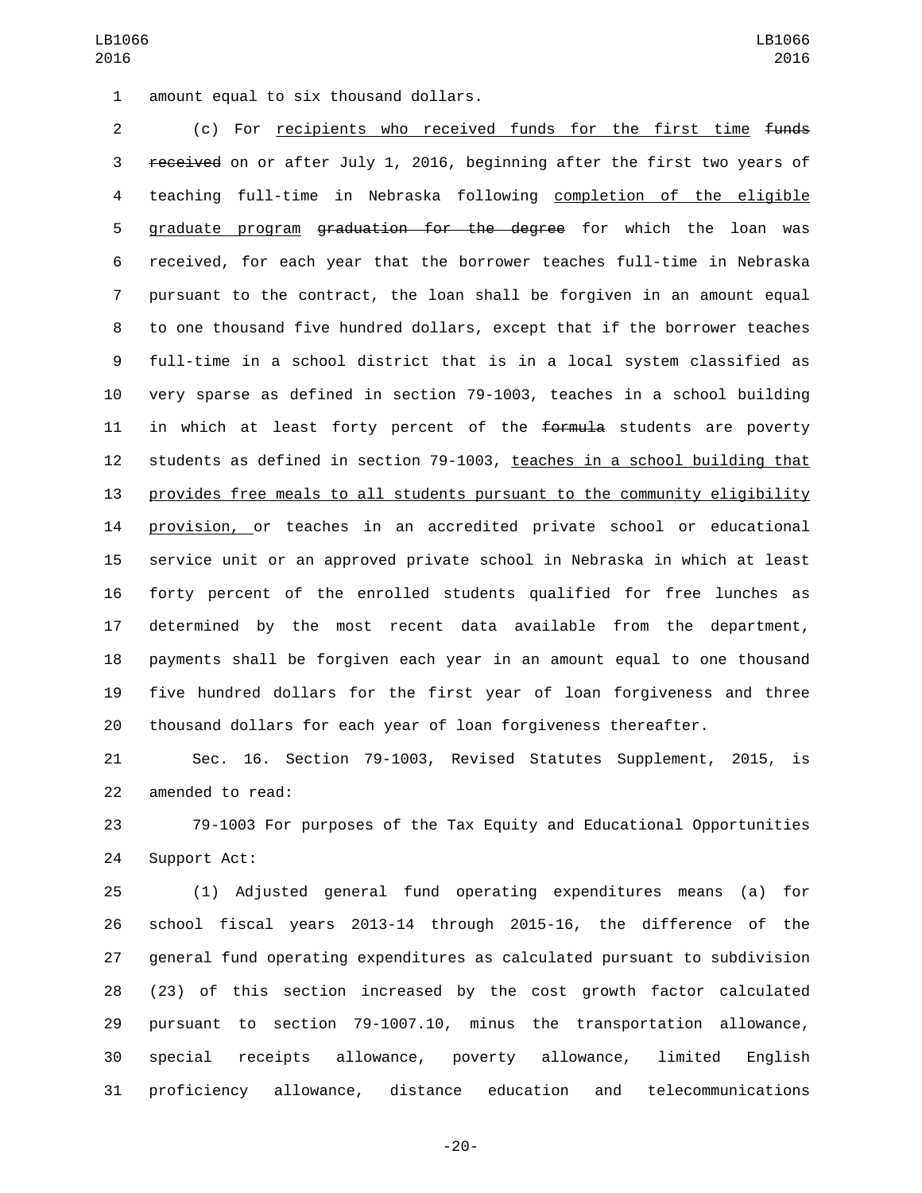amount equal to six thousand dollars.

(c) For recipients who received funds for the first time ~~funds received~~ on or after July 1, 2016, beginning after the first two years of teaching full-time in Nebraska following completion of the eligible graduate program ~~graduation for the degree~~ for which the loan was received, for each year that the borrower teaches full-time in Nebraska pursuant to the contract, the loan shall be forgiven in an amount equal to one thousand five hundred dollars, except that if the borrower teaches full-time in a school district that is in a local system classified as very sparse as defined in section 79-1003, teaches in a school building in which at least forty percent of the ~~formula~~ students are poverty students as defined in section 79-1003, teaches in a school building that provides free meals to all students pursuant to the community eligibility provision, or teaches in an accredited private school or educational service unit or an approved private school in Nebraska in which at least forty percent of the enrolled students qualified for free lunches as determined by the most recent data available from the department, payments shall be forgiven each year in an amount equal to one thousand five hundred dollars for the first year of loan forgiveness and three thousand dollars for each year of loan forgiveness thereafter.

Sec. 16. Section 79-1003, Revised Statutes Supplement, 2015, is amended to read:

79-1003 For purposes of the Tax Equity and Educational Opportunities Support Act:

(1) Adjusted general fund operating expenditures means (a) for school fiscal years 2013-14 through 2015-16, the difference of the general fund operating expenditures as calculated pursuant to subdivision (23) of this section increased by the cost growth factor calculated pursuant to section 79-1007.10, minus the transportation allowance, special receipts allowance, poverty allowance, limited English proficiency allowance, distance education and telecommunications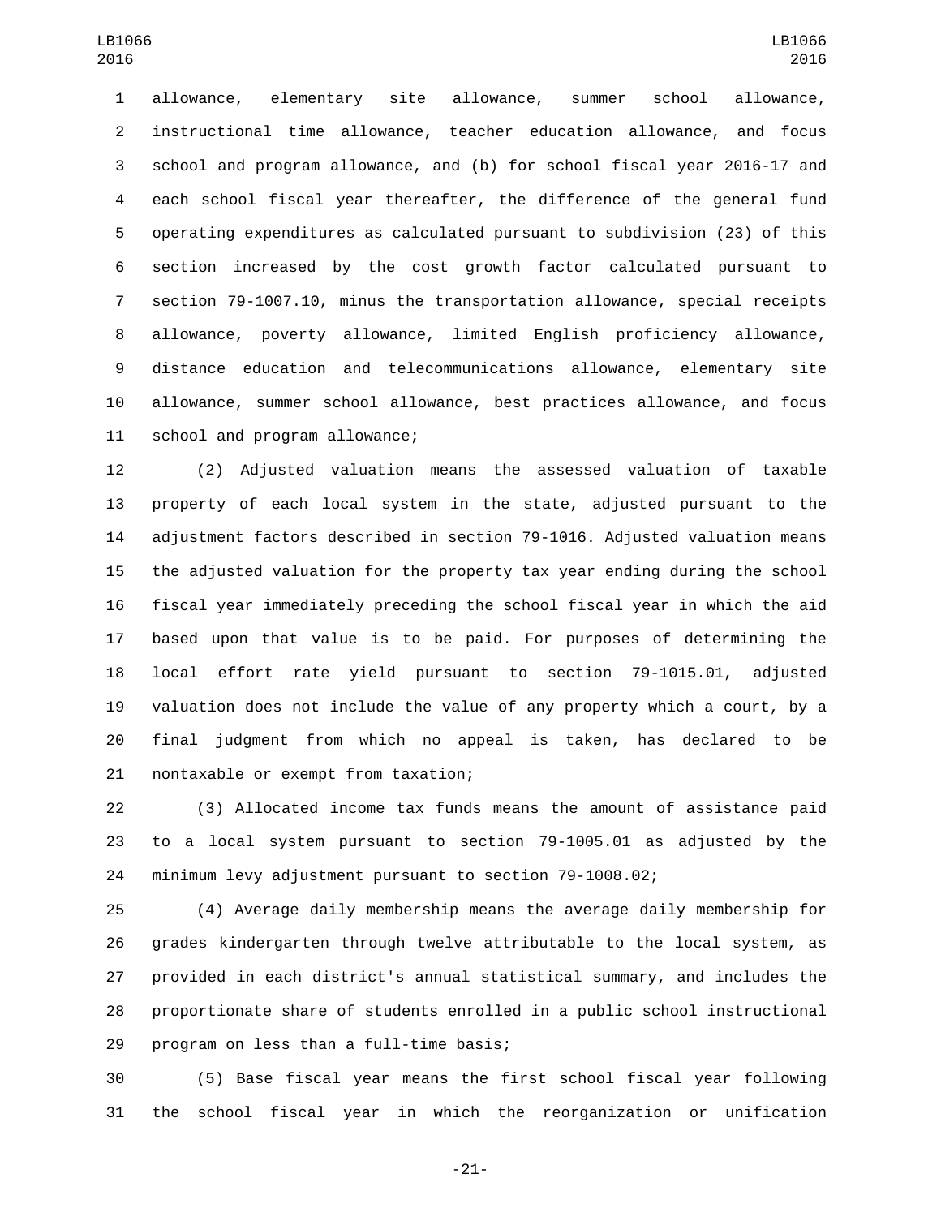allowance, elementary site allowance, summer school allowance, instructional time allowance, teacher education allowance, and focus school and program allowance, and (b) for school fiscal year 2016-17 and each school fiscal year thereafter, the difference of the general fund operating expenditures as calculated pursuant to subdivision (23) of this section increased by the cost growth factor calculated pursuant to section 79-1007.10, minus the transportation allowance, special receipts allowance, poverty allowance, limited English proficiency allowance, distance education and telecommunications allowance, elementary site allowance, summer school allowance, best practices allowance, and focus school and program allowance;

(2) Adjusted valuation means the assessed valuation of taxable property of each local system in the state, adjusted pursuant to the adjustment factors described in section 79-1016. Adjusted valuation means the adjusted valuation for the property tax year ending during the school fiscal year immediately preceding the school fiscal year in which the aid based upon that value is to be paid. For purposes of determining the local effort rate yield pursuant to section 79-1015.01, adjusted valuation does not include the value of any property which a court, by a final judgment from which no appeal is taken, has declared to be nontaxable or exempt from taxation;

(3) Allocated income tax funds means the amount of assistance paid to a local system pursuant to section 79-1005.01 as adjusted by the minimum levy adjustment pursuant to section 79-1008.02;

(4) Average daily membership means the average daily membership for grades kindergarten through twelve attributable to the local system, as provided in each district's annual statistical summary, and includes the proportionate share of students enrolled in a public school instructional program on less than a full-time basis;

(5) Base fiscal year means the first school fiscal year following the school fiscal year in which the reorganization or unification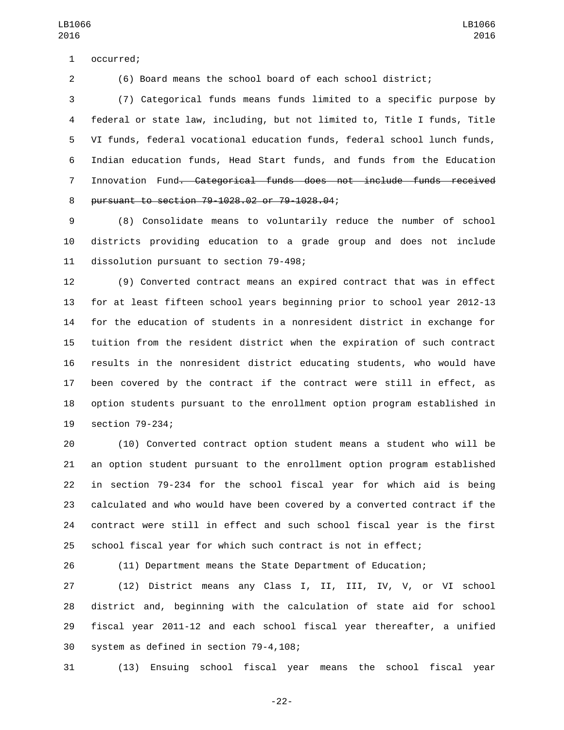occurred;

(6) Board means the school board of each school district;

(7) Categorical funds means funds limited to a specific purpose by federal or state law, including, but not limited to, Title I funds, Title VI funds, federal vocational education funds, federal school lunch funds, Indian education funds, Head Start funds, and funds from the Education Innovation Fund~~. Categorical funds does not include funds received pursuant to section 79-1028.02 or 79-1028.04~~;

(8) Consolidate means to voluntarily reduce the number of school districts providing education to a grade group and does not include dissolution pursuant to section 79-498;

(9) Converted contract means an expired contract that was in effect for at least fifteen school years beginning prior to school year 2012-13 for the education of students in a nonresident district in exchange for tuition from the resident district when the expiration of such contract results in the nonresident district educating students, who would have been covered by the contract if the contract were still in effect, as option students pursuant to the enrollment option program established in section 79-234;

(10) Converted contract option student means a student who will be an option student pursuant to the enrollment option program established in section 79-234 for the school fiscal year for which aid is being calculated and who would have been covered by a converted contract if the contract were still in effect and such school fiscal year is the first school fiscal year for which such contract is not in effect;

(11) Department means the State Department of Education;

(12) District means any Class I, II, III, IV, V, or VI school district and, beginning with the calculation of state aid for school fiscal year 2011-12 and each school fiscal year thereafter, a unified system as defined in section 79-4,108;

(13) Ensuing school fiscal year means the school fiscal year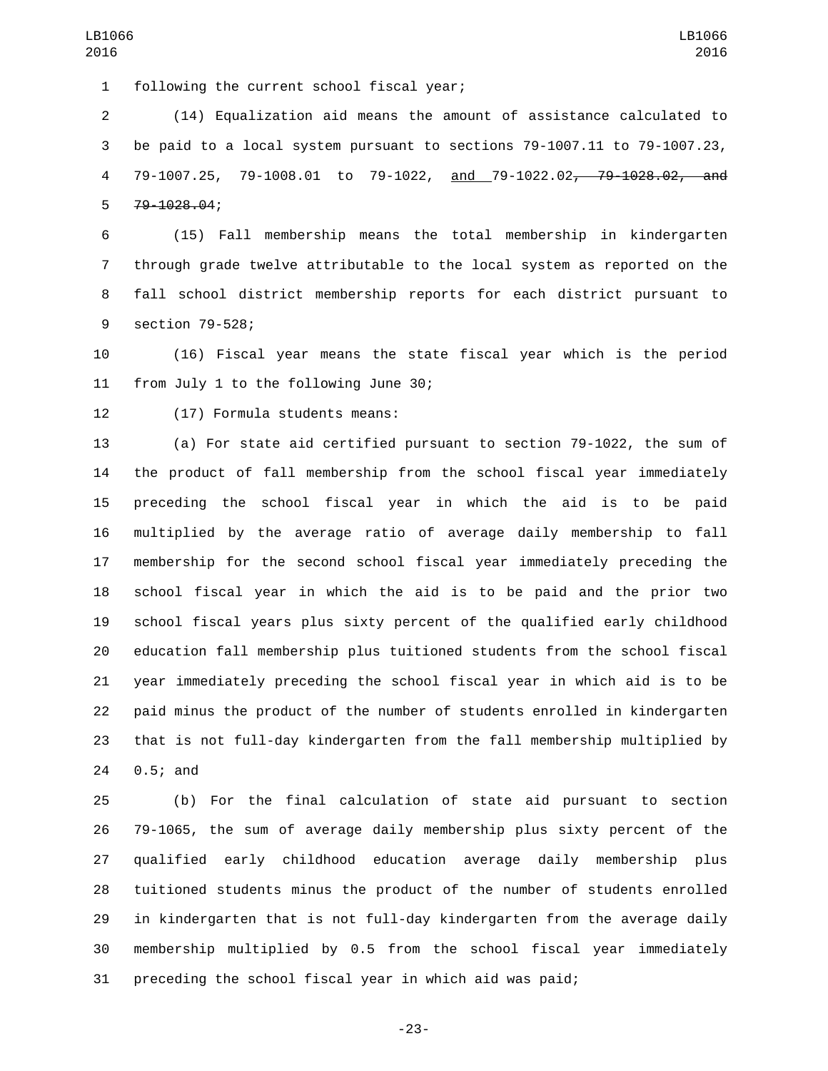following the current school fiscal year;

(14) Equalization aid means the amount of assistance calculated to be paid to a local system pursuant to sections 79-1007.11 to 79-1007.23, 79-1007.25, 79-1008.01 to 79-1022, and 79-1022.02~~, 79-1028.02, and 79-1028.04~~;

(15) Fall membership means the total membership in kindergarten through grade twelve attributable to the local system as reported on the fall school district membership reports for each district pursuant to section 79-528;

(16) Fiscal year means the state fiscal year which is the period from July 1 to the following June 30;

(17) Formula students means:

(a) For state aid certified pursuant to section 79-1022, the sum of the product of fall membership from the school fiscal year immediately preceding the school fiscal year in which the aid is to be paid multiplied by the average ratio of average daily membership to fall membership for the second school fiscal year immediately preceding the school fiscal year in which the aid is to be paid and the prior two school fiscal years plus sixty percent of the qualified early childhood education fall membership plus tuitioned students from the school fiscal year immediately preceding the school fiscal year in which aid is to be paid minus the product of the number of students enrolled in kindergarten that is not full-day kindergarten from the fall membership multiplied by 0.5; and

(b) For the final calculation of state aid pursuant to section 79-1065, the sum of average daily membership plus sixty percent of the qualified early childhood education average daily membership plus tuitioned students minus the product of the number of students enrolled in kindergarten that is not full-day kindergarten from the average daily membership multiplied by 0.5 from the school fiscal year immediately preceding the school fiscal year in which aid was paid;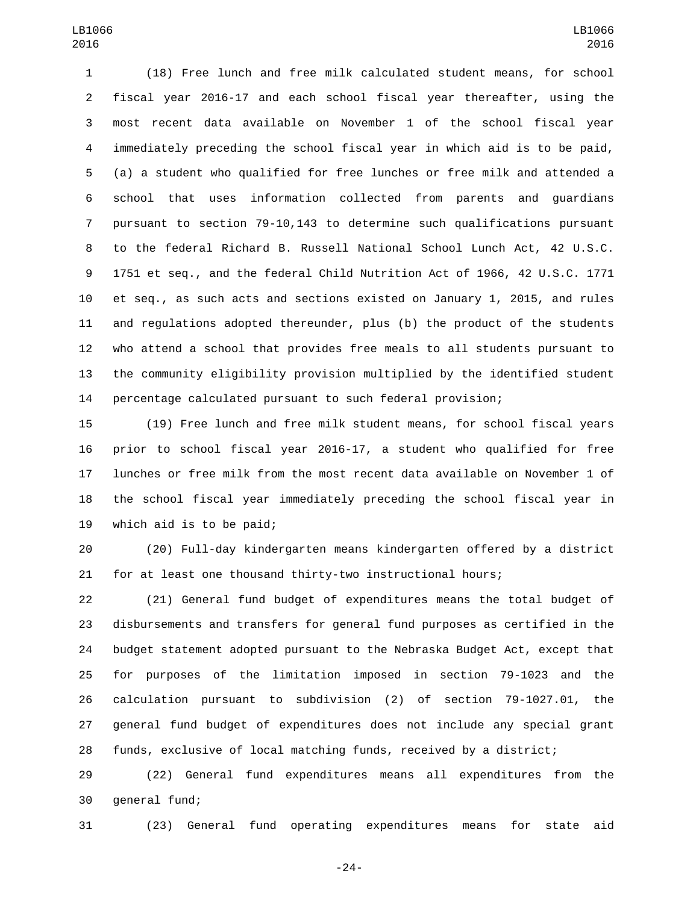(18) Free lunch and free milk calculated student means, for school fiscal year 2016-17 and each school fiscal year thereafter, using the most recent data available on November 1 of the school fiscal year immediately preceding the school fiscal year in which aid is to be paid, (a) a student who qualified for free lunches or free milk and attended a school that uses information collected from parents and guardians pursuant to section 79-10,143 to determine such qualifications pursuant to the federal Richard B. Russell National School Lunch Act, 42 U.S.C. 1751 et seq., and the federal Child Nutrition Act of 1966, 42 U.S.C. 1771 et seq., as such acts and sections existed on January 1, 2015, and rules and regulations adopted thereunder, plus (b) the product of the students who attend a school that provides free meals to all students pursuant to the community eligibility provision multiplied by the identified student percentage calculated pursuant to such federal provision;

(19) Free lunch and free milk student means, for school fiscal years prior to school fiscal year 2016-17, a student who qualified for free lunches or free milk from the most recent data available on November 1 of the school fiscal year immediately preceding the school fiscal year in which aid is to be paid;

(20) Full-day kindergarten means kindergarten offered by a district for at least one thousand thirty-two instructional hours;

(21) General fund budget of expenditures means the total budget of disbursements and transfers for general fund purposes as certified in the budget statement adopted pursuant to the Nebraska Budget Act, except that for purposes of the limitation imposed in section 79-1023 and the calculation pursuant to subdivision (2) of section 79-1027.01, the general fund budget of expenditures does not include any special grant funds, exclusive of local matching funds, received by a district;

(22) General fund expenditures means all expenditures from the general fund;

(23) General fund operating expenditures means for state aid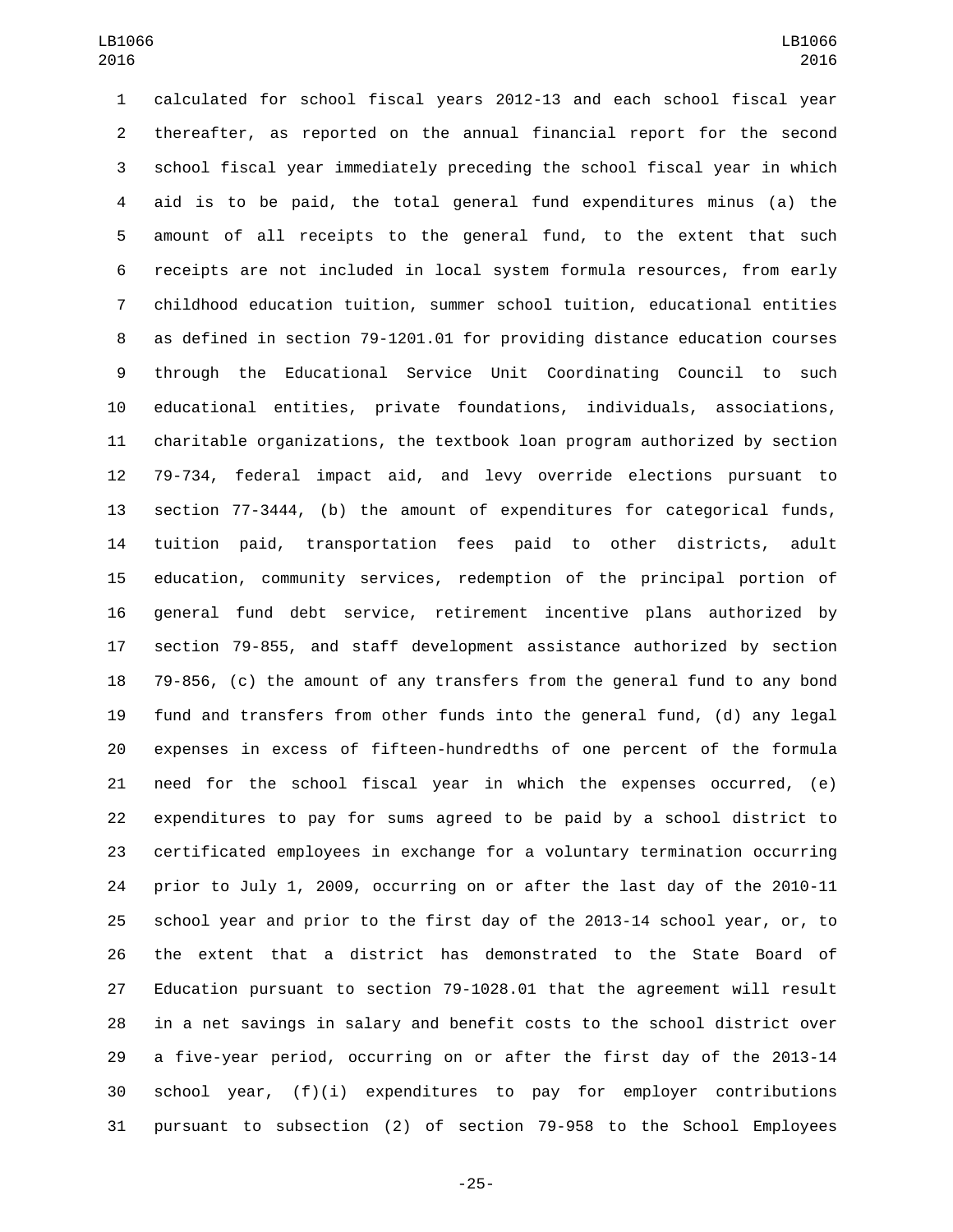calculated for school fiscal years 2012-13 and each school fiscal year thereafter, as reported on the annual financial report for the second school fiscal year immediately preceding the school fiscal year in which aid is to be paid, the total general fund expenditures minus (a) the amount of all receipts to the general fund, to the extent that such receipts are not included in local system formula resources, from early childhood education tuition, summer school tuition, educational entities as defined in section 79-1201.01 for providing distance education courses through the Educational Service Unit Coordinating Council to such educational entities, private foundations, individuals, associations, charitable organizations, the textbook loan program authorized by section 79-734, federal impact aid, and levy override elections pursuant to section 77-3444, (b) the amount of expenditures for categorical funds, tuition paid, transportation fees paid to other districts, adult education, community services, redemption of the principal portion of general fund debt service, retirement incentive plans authorized by section 79-855, and staff development assistance authorized by section 79-856, (c) the amount of any transfers from the general fund to any bond fund and transfers from other funds into the general fund, (d) any legal expenses in excess of fifteen-hundredths of one percent of the formula need for the school fiscal year in which the expenses occurred, (e) expenditures to pay for sums agreed to be paid by a school district to certificated employees in exchange for a voluntary termination occurring prior to July 1, 2009, occurring on or after the last day of the 2010-11 school year and prior to the first day of the 2013-14 school year, or, to the extent that a district has demonstrated to the State Board of Education pursuant to section 79-1028.01 that the agreement will result in a net savings in salary and benefit costs to the school district over a five-year period, occurring on or after the first day of the 2013-14 school year, (f)(i) expenditures to pay for employer contributions pursuant to subsection (2) of section 79-958 to the School Employees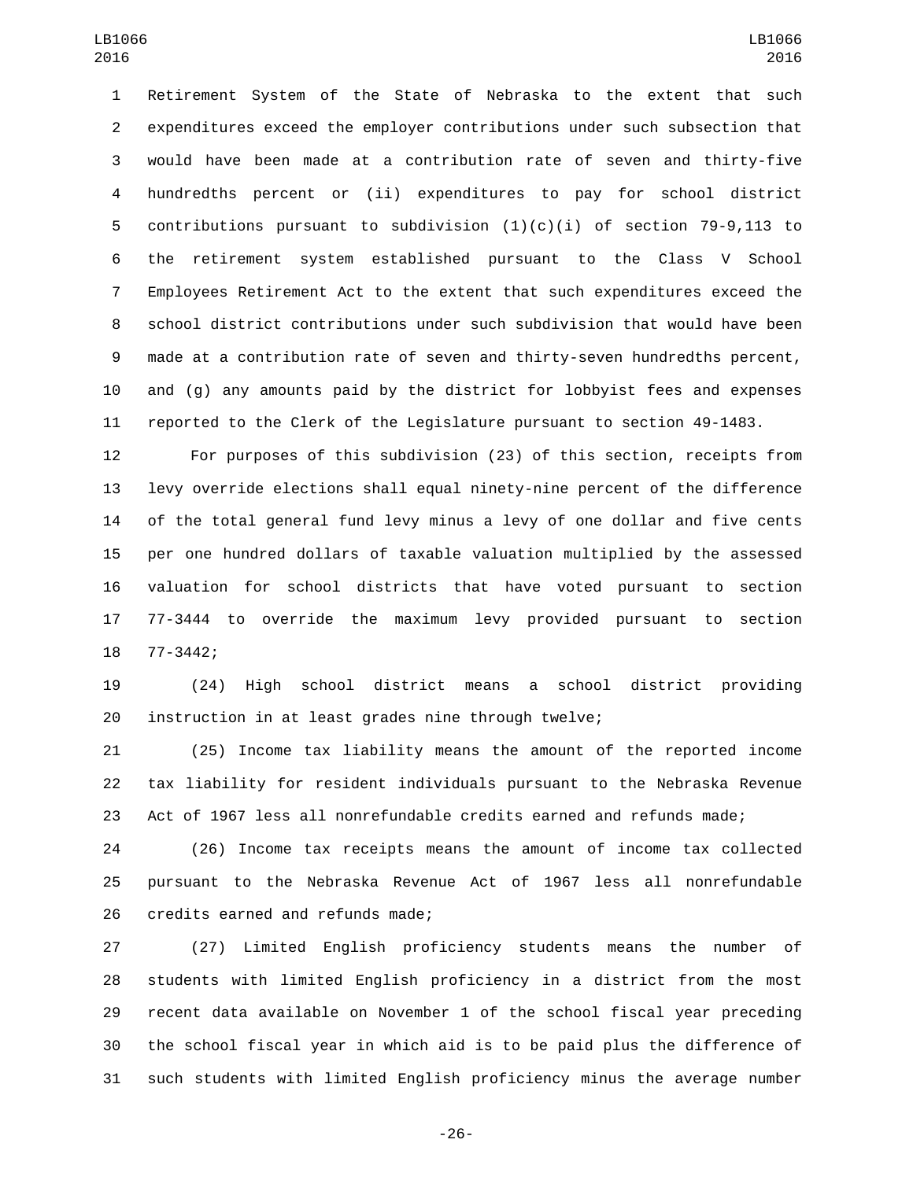Retirement System of the State of Nebraska to the extent that such expenditures exceed the employer contributions under such subsection that would have been made at a contribution rate of seven and thirty-five hundredths percent or (ii) expenditures to pay for school district contributions pursuant to subdivision (1)(c)(i) of section 79-9,113 to the retirement system established pursuant to the Class V School Employees Retirement Act to the extent that such expenditures exceed the school district contributions under such subdivision that would have been made at a contribution rate of seven and thirty-seven hundredths percent, and (g) any amounts paid by the district for lobbyist fees and expenses reported to the Clerk of the Legislature pursuant to section 49-1483.

For purposes of this subdivision (23) of this section, receipts from levy override elections shall equal ninety-nine percent of the difference of the total general fund levy minus a levy of one dollar and five cents per one hundred dollars of taxable valuation multiplied by the assessed valuation for school districts that have voted pursuant to section 77-3444 to override the maximum levy provided pursuant to section 77-3442;

(24) High school district means a school district providing instruction in at least grades nine through twelve;

(25) Income tax liability means the amount of the reported income tax liability for resident individuals pursuant to the Nebraska Revenue Act of 1967 less all nonrefundable credits earned and refunds made;

(26) Income tax receipts means the amount of income tax collected pursuant to the Nebraska Revenue Act of 1967 less all nonrefundable credits earned and refunds made;

(27) Limited English proficiency students means the number of students with limited English proficiency in a district from the most recent data available on November 1 of the school fiscal year preceding the school fiscal year in which aid is to be paid plus the difference of such students with limited English proficiency minus the average number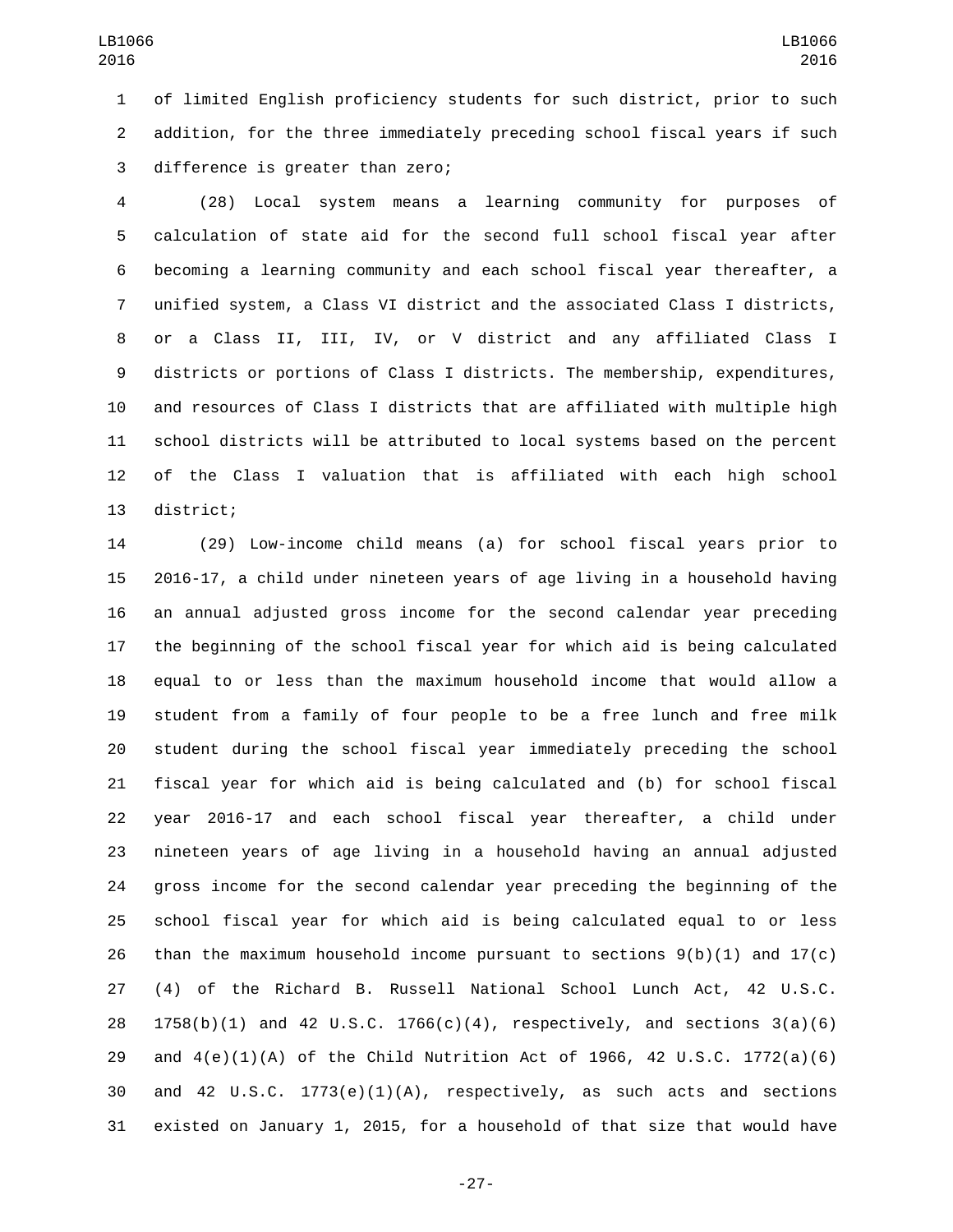of limited English proficiency students for such district, prior to such addition, for the three immediately preceding school fiscal years if such difference is greater than zero;

(28) Local system means a learning community for purposes of calculation of state aid for the second full school fiscal year after becoming a learning community and each school fiscal year thereafter, a unified system, a Class VI district and the associated Class I districts, or a Class II, III, IV, or V district and any affiliated Class I districts or portions of Class I districts. The membership, expenditures, and resources of Class I districts that are affiliated with multiple high school districts will be attributed to local systems based on the percent of the Class I valuation that is affiliated with each high school district;

(29) Low-income child means (a) for school fiscal years prior to 2016-17, a child under nineteen years of age living in a household having an annual adjusted gross income for the second calendar year preceding the beginning of the school fiscal year for which aid is being calculated equal to or less than the maximum household income that would allow a student from a family of four people to be a free lunch and free milk student during the school fiscal year immediately preceding the school fiscal year for which aid is being calculated and (b) for school fiscal year 2016-17 and each school fiscal year thereafter, a child under nineteen years of age living in a household having an annual adjusted gross income for the second calendar year preceding the beginning of the school fiscal year for which aid is being calculated equal to or less than the maximum household income pursuant to sections 9(b)(1) and 17(c)(4) of the Richard B. Russell National School Lunch Act, 42 U.S.C. 1758(b)(1) and 42 U.S.C. 1766(c)(4), respectively, and sections 3(a)(6) and 4(e)(1)(A) of the Child Nutrition Act of 1966, 42 U.S.C. 1772(a)(6) and 42 U.S.C. 1773(e)(1)(A), respectively, as such acts and sections existed on January 1, 2015, for a household of that size that would have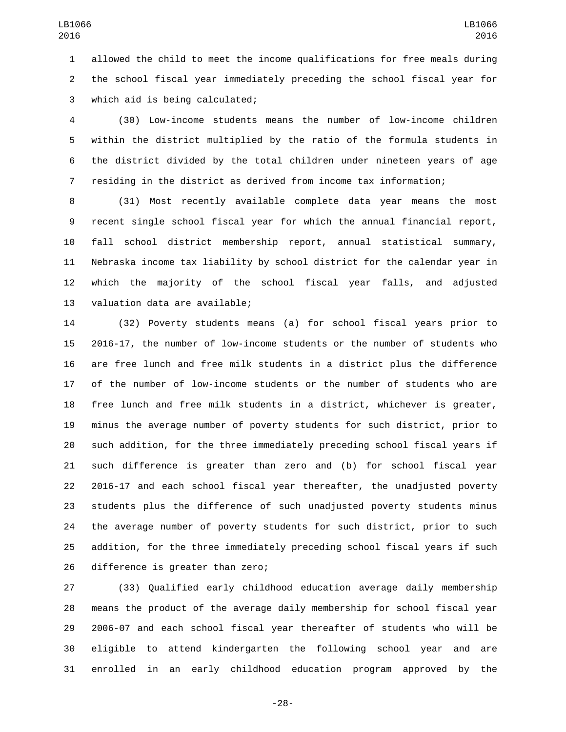allowed the child to meet the income qualifications for free meals during the school fiscal year immediately preceding the school fiscal year for which aid is being calculated;

(30) Low-income students means the number of low-income children within the district multiplied by the ratio of the formula students in the district divided by the total children under nineteen years of age residing in the district as derived from income tax information;

(31) Most recently available complete data year means the most recent single school fiscal year for which the annual financial report, fall school district membership report, annual statistical summary, Nebraska income tax liability by school district for the calendar year in which the majority of the school fiscal year falls, and adjusted valuation data are available;

(32) Poverty students means (a) for school fiscal years prior to 2016-17, the number of low-income students or the number of students who are free lunch and free milk students in a district plus the difference of the number of low-income students or the number of students who are free lunch and free milk students in a district, whichever is greater, minus the average number of poverty students for such district, prior to such addition, for the three immediately preceding school fiscal years if such difference is greater than zero and (b) for school fiscal year 2016-17 and each school fiscal year thereafter, the unadjusted poverty students plus the difference of such unadjusted poverty students minus the average number of poverty students for such district, prior to such addition, for the three immediately preceding school fiscal years if such difference is greater than zero;

(33) Qualified early childhood education average daily membership means the product of the average daily membership for school fiscal year 2006-07 and each school fiscal year thereafter of students who will be eligible to attend kindergarten the following school year and are enrolled in an early childhood education program approved by the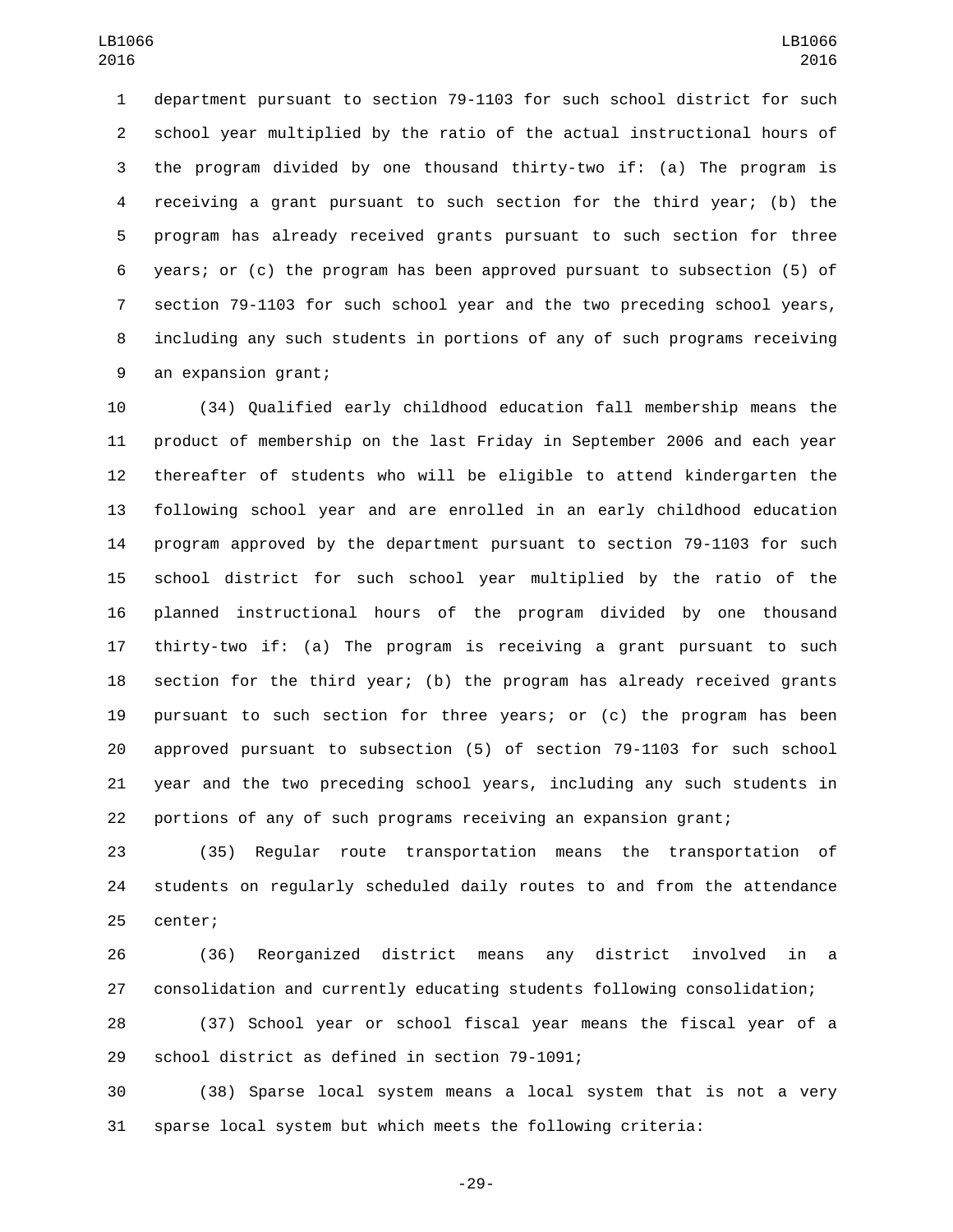department pursuant to section 79-1103 for such school district for such school year multiplied by the ratio of the actual instructional hours of the program divided by one thousand thirty-two if: (a) The program is receiving a grant pursuant to such section for the third year; (b) the program has already received grants pursuant to such section for three years; or (c) the program has been approved pursuant to subsection (5) of section 79-1103 for such school year and the two preceding school years, including any such students in portions of any of such programs receiving an expansion grant;

(34) Qualified early childhood education fall membership means the product of membership on the last Friday in September 2006 and each year thereafter of students who will be eligible to attend kindergarten the following school year and are enrolled in an early childhood education program approved by the department pursuant to section 79-1103 for such school district for such school year multiplied by the ratio of the planned instructional hours of the program divided by one thousand thirty-two if: (a) The program is receiving a grant pursuant to such section for the third year; (b) the program has already received grants pursuant to such section for three years; or (c) the program has been approved pursuant to subsection (5) of section 79-1103 for such school year and the two preceding school years, including any such students in portions of any of such programs receiving an expansion grant;

(35) Regular route transportation means the transportation of students on regularly scheduled daily routes to and from the attendance center;

(36) Reorganized district means any district involved in a consolidation and currently educating students following consolidation;

(37) School year or school fiscal year means the fiscal year of a school district as defined in section 79-1091;

(38) Sparse local system means a local system that is not a very sparse local system but which meets the following criteria: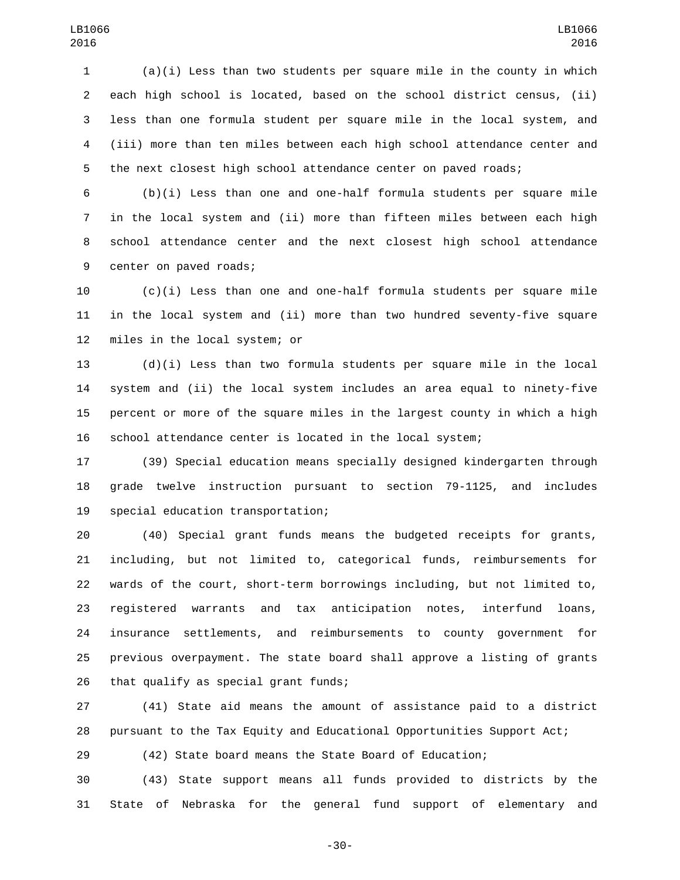(a)(i) Less than two students per square mile in the county in which each high school is located, based on the school district census, (ii) less than one formula student per square mile in the local system, and (iii) more than ten miles between each high school attendance center and the next closest high school attendance center on paved roads;

(b)(i) Less than one and one-half formula students per square mile in the local system and (ii) more than fifteen miles between each high school attendance center and the next closest high school attendance center on paved roads;

(c)(i) Less than one and one-half formula students per square mile in the local system and (ii) more than two hundred seventy-five square miles in the local system; or

(d)(i) Less than two formula students per square mile in the local system and (ii) the local system includes an area equal to ninety-five percent or more of the square miles in the largest county in which a high school attendance center is located in the local system;

(39) Special education means specially designed kindergarten through grade twelve instruction pursuant to section 79-1125, and includes special education transportation;

(40) Special grant funds means the budgeted receipts for grants, including, but not limited to, categorical funds, reimbursements for wards of the court, short-term borrowings including, but not limited to, registered warrants and tax anticipation notes, interfund loans, insurance settlements, and reimbursements to county government for previous overpayment. The state board shall approve a listing of grants that qualify as special grant funds;

(41) State aid means the amount of assistance paid to a district pursuant to the Tax Equity and Educational Opportunities Support Act;

(42) State board means the State Board of Education;

(43) State support means all funds provided to districts by the State of Nebraska for the general fund support of elementary and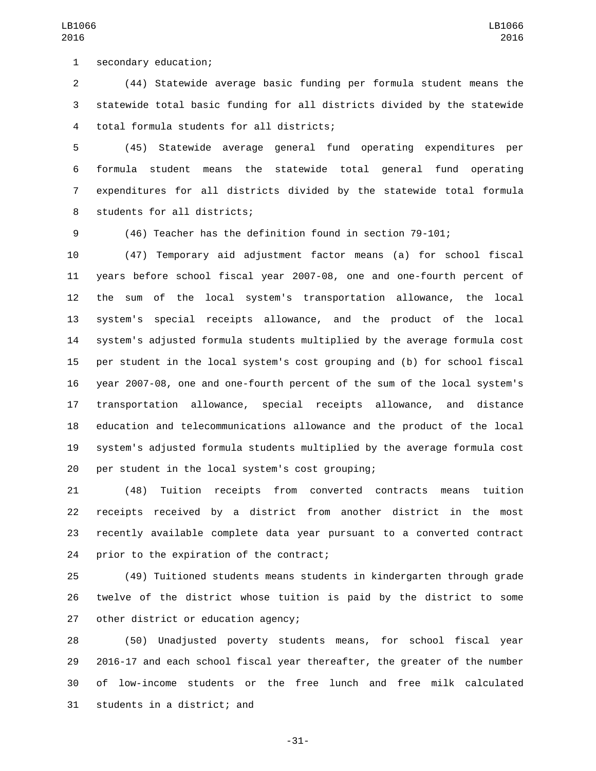secondary education;

(44) Statewide average basic funding per formula student means the statewide total basic funding for all districts divided by the statewide total formula students for all districts;

(45) Statewide average general fund operating expenditures per formula student means the statewide total general fund operating expenditures for all districts divided by the statewide total formula students for all districts;

(46) Teacher has the definition found in section 79-101;

(47) Temporary aid adjustment factor means (a) for school fiscal years before school fiscal year 2007-08, one and one-fourth percent of the sum of the local system's transportation allowance, the local system's special receipts allowance, and the product of the local system's adjusted formula students multiplied by the average formula cost per student in the local system's cost grouping and (b) for school fiscal year 2007-08, one and one-fourth percent of the sum of the local system's transportation allowance, special receipts allowance, and distance education and telecommunications allowance and the product of the local system's adjusted formula students multiplied by the average formula cost per student in the local system's cost grouping;

(48) Tuition receipts from converted contracts means tuition receipts received by a district from another district in the most recently available complete data year pursuant to a converted contract prior to the expiration of the contract;

(49) Tuitioned students means students in kindergarten through grade twelve of the district whose tuition is paid by the district to some other district or education agency;

(50) Unadjusted poverty students means, for school fiscal year 2016-17 and each school fiscal year thereafter, the greater of the number of low-income students or the free lunch and free milk calculated students in a district; and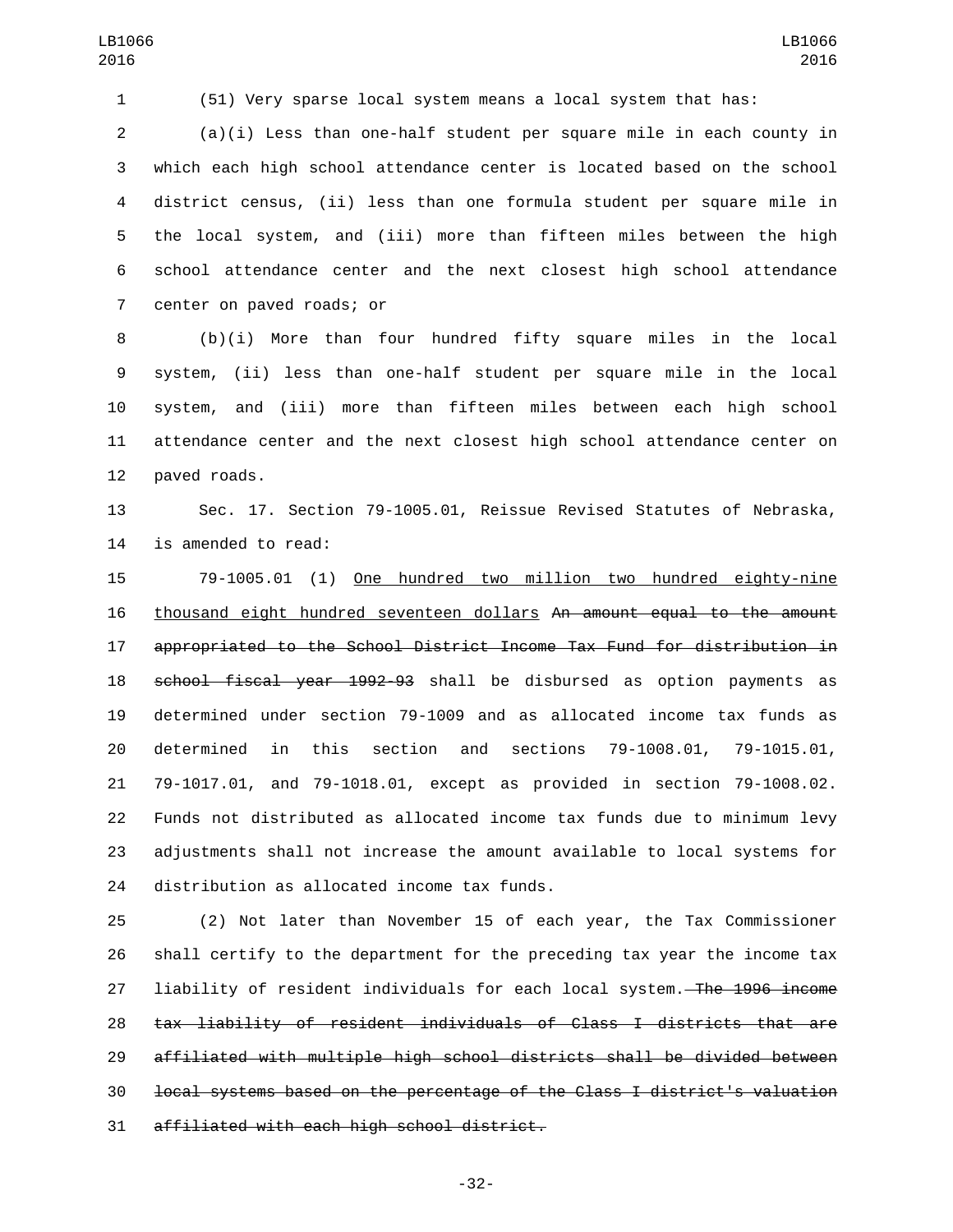(51) Very sparse local system means a local system that has:

(a)(i) Less than one-half student per square mile in each county in which each high school attendance center is located based on the school district census, (ii) less than one formula student per square mile in the local system, and (iii) more than fifteen miles between the high school attendance center and the next closest high school attendance center on paved roads; or

(b)(i) More than four hundred fifty square miles in the local system, (ii) less than one-half student per square mile in the local system, and (iii) more than fifteen miles between each high school attendance center and the next closest high school attendance center on paved roads.

Sec. 17. Section 79-1005.01, Reissue Revised Statutes of Nebraska, is amended to read:

79-1005.01 (1) <u>One hundred two million two hundred eighty-nine thousand eight hundred seventeen dollars</u> ~~An amount equal to the amount appropriated to the School District Income Tax Fund for distribution in school fiscal year 1992-93~~ shall be disbursed as option payments as determined under section 79-1009 and as allocated income tax funds as determined in this section and sections 79-1008.01, 79-1015.01, 79-1017.01, and 79-1018.01, except as provided in section 79-1008.02. Funds not distributed as allocated income tax funds due to minimum levy adjustments shall not increase the amount available to local systems for distribution as allocated income tax funds.

(2) Not later than November 15 of each year, the Tax Commissioner shall certify to the department for the preceding tax year the income tax liability of resident individuals for each local system.~~ The 1996 income tax liability of resident individuals of Class I districts that are affiliated with multiple high school districts shall be divided between local systems based on the percentage of the Class I district's valuation affiliated with each high school district.~~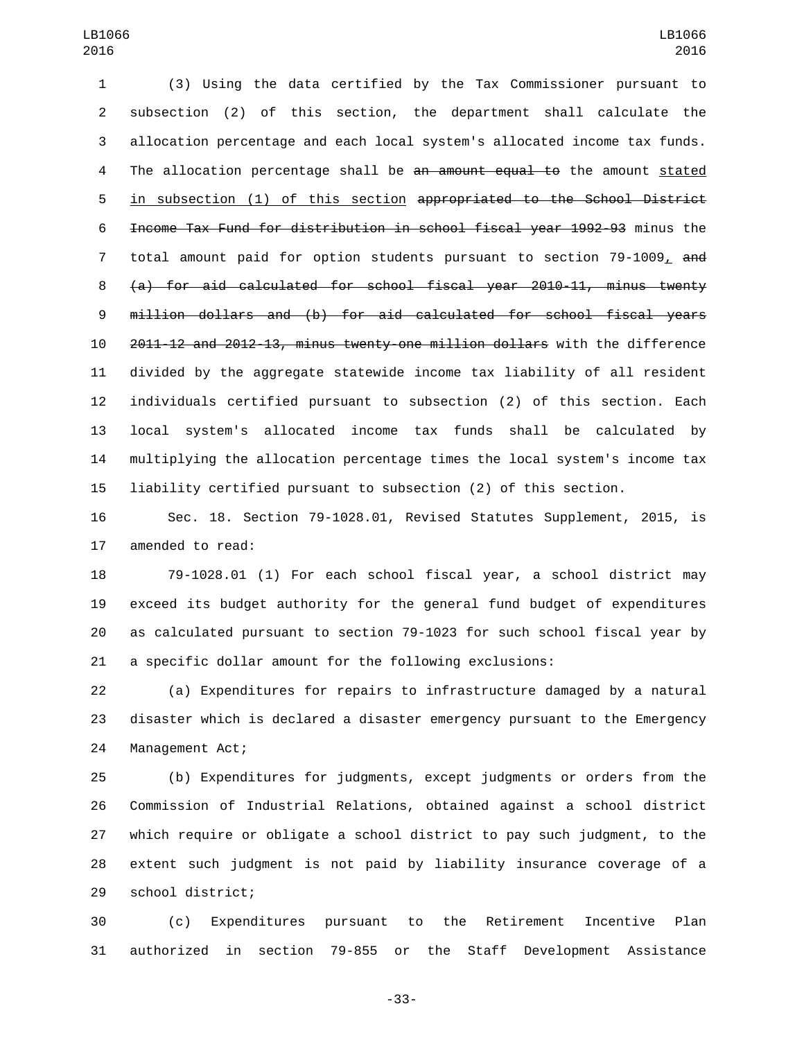(3) Using the data certified by the Tax Commissioner pursuant to subsection (2) of this section, the department shall calculate the allocation percentage and each local system's allocated income tax funds. The allocation percentage shall be ~~an amount equal to~~ the amount stated in subsection (1) of this section ~~appropriated to the School District Income Tax Fund for distribution in school fiscal year 1992-93~~ minus the total amount paid for option students pursuant to section 79-1009, ~~and (a) for aid calculated for school fiscal year 2010-11, minus twenty million dollars and (b) for aid calculated for school fiscal years 2011-12 and 2012-13, minus twenty-one million dollars~~ with the difference divided by the aggregate statewide income tax liability of all resident individuals certified pursuant to subsection (2) of this section. Each local system's allocated income tax funds shall be calculated by multiplying the allocation percentage times the local system's income tax liability certified pursuant to subsection (2) of this section.

Sec. 18. Section 79-1028.01, Revised Statutes Supplement, 2015, is amended to read:

79-1028.01 (1) For each school fiscal year, a school district may exceed its budget authority for the general fund budget of expenditures as calculated pursuant to section 79-1023 for such school fiscal year by a specific dollar amount for the following exclusions:

(a) Expenditures for repairs to infrastructure damaged by a natural disaster which is declared a disaster emergency pursuant to the Emergency Management Act;

(b) Expenditures for judgments, except judgments or orders from the Commission of Industrial Relations, obtained against a school district which require or obligate a school district to pay such judgment, to the extent such judgment is not paid by liability insurance coverage of a school district;

(c) Expenditures pursuant to the Retirement Incentive Plan authorized in section 79-855 or the Staff Development Assistance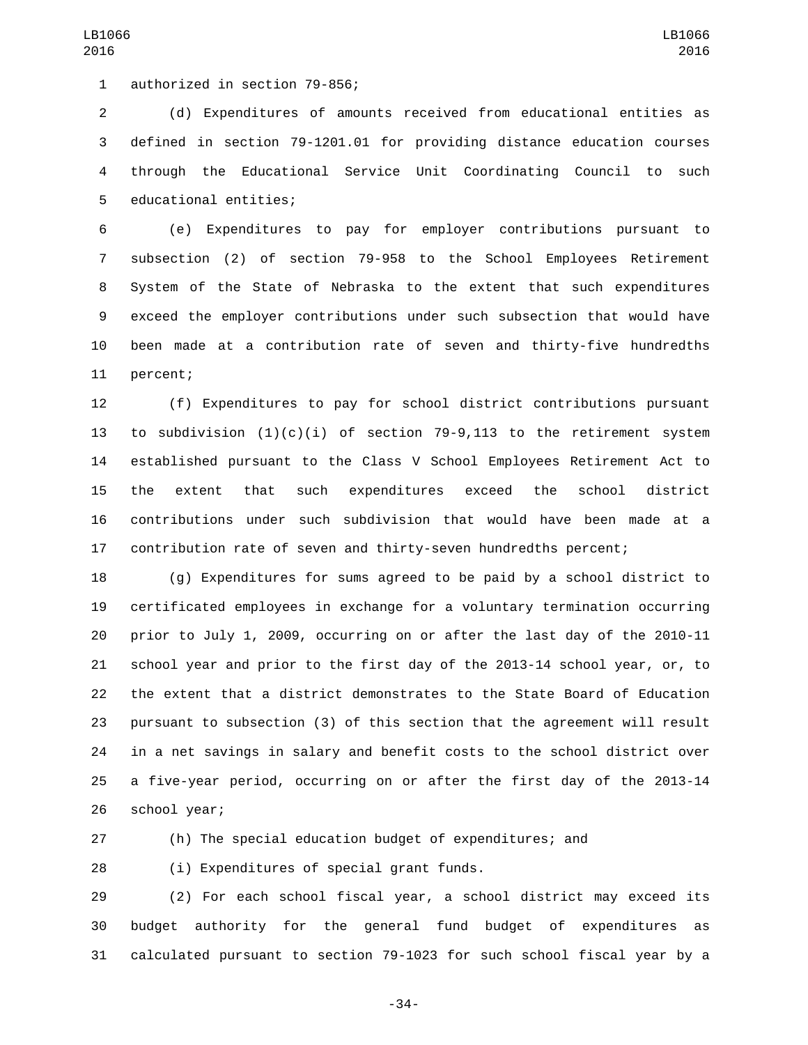authorized in section 79-856;

(d) Expenditures of amounts received from educational entities as defined in section 79-1201.01 for providing distance education courses through the Educational Service Unit Coordinating Council to such educational entities;

(e) Expenditures to pay for employer contributions pursuant to subsection (2) of section 79-958 to the School Employees Retirement System of the State of Nebraska to the extent that such expenditures exceed the employer contributions under such subsection that would have been made at a contribution rate of seven and thirty-five hundredths percent;

(f) Expenditures to pay for school district contributions pursuant to subdivision (1)(c)(i) of section 79-9,113 to the retirement system established pursuant to the Class V School Employees Retirement Act to the extent that such expenditures exceed the school district contributions under such subdivision that would have been made at a contribution rate of seven and thirty-seven hundredths percent;

(g) Expenditures for sums agreed to be paid by a school district to certificated employees in exchange for a voluntary termination occurring prior to July 1, 2009, occurring on or after the last day of the 2010-11 school year and prior to the first day of the 2013-14 school year, or, to the extent that a district demonstrates to the State Board of Education pursuant to subsection (3) of this section that the agreement will result in a net savings in salary and benefit costs to the school district over a five-year period, occurring on or after the first day of the 2013-14 school year;

(h) The special education budget of expenditures; and

(i) Expenditures of special grant funds.

(2) For each school fiscal year, a school district may exceed its budget authority for the general fund budget of expenditures as calculated pursuant to section 79-1023 for such school fiscal year by a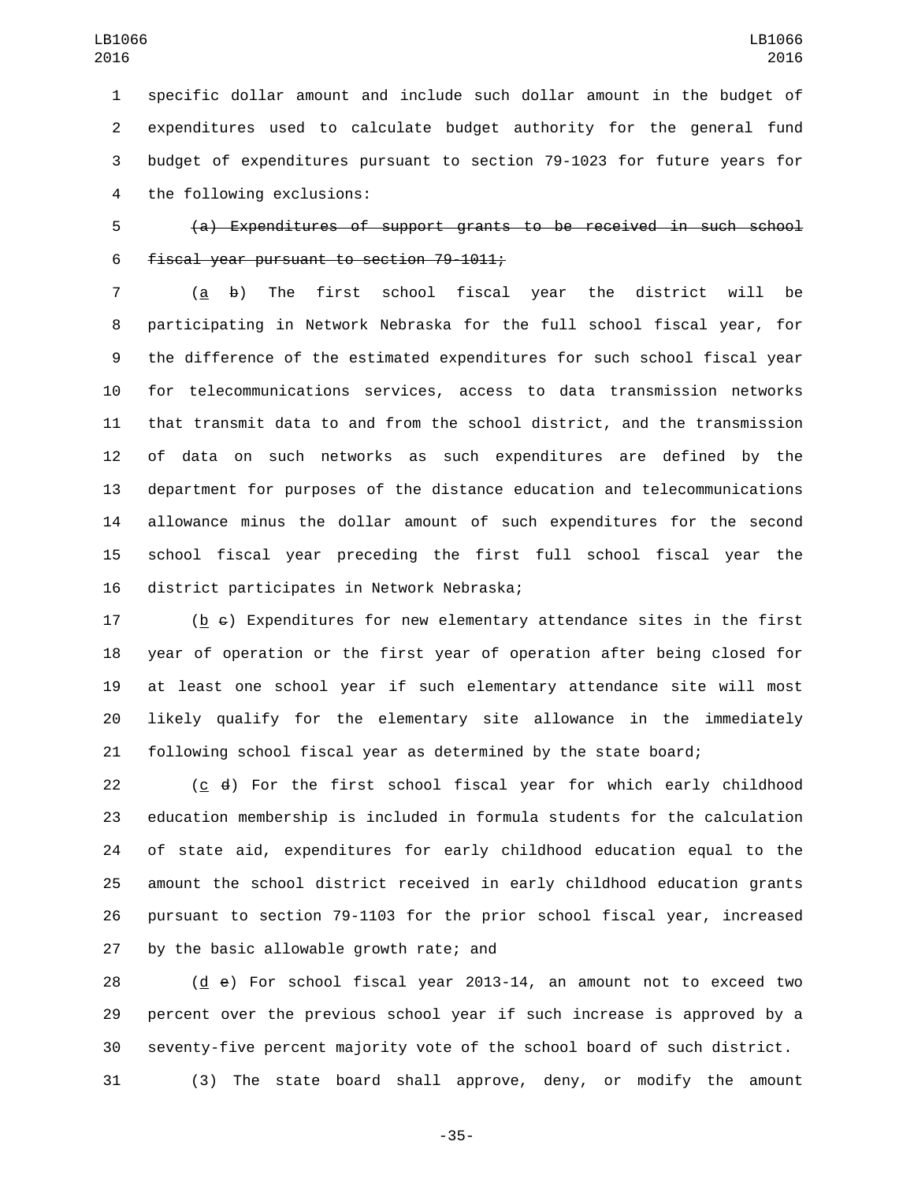specific dollar amount and include such dollar amount in the budget of expenditures used to calculate budget authority for the general fund budget of expenditures pursuant to section 79-1023 for future years for the following exclusions:

~~(a) Expenditures of support grants to be received in such school fiscal year pursuant to section 79-1011;~~

(a ~~b~~) The first school fiscal year the district will be participating in Network Nebraska for the full school fiscal year, for the difference of the estimated expenditures for such school fiscal year for telecommunications services, access to data transmission networks that transmit data to and from the school district, and the transmission of data on such networks as such expenditures are defined by the department for purposes of the distance education and telecommunications allowance minus the dollar amount of such expenditures for the second school fiscal year preceding the first full school fiscal year the district participates in Network Nebraska;

(b ~~c~~) Expenditures for new elementary attendance sites in the first year of operation or the first year of operation after being closed for at least one school year if such elementary attendance site will most likely qualify for the elementary site allowance in the immediately following school fiscal year as determined by the state board;

(c ~~d~~) For the first school fiscal year for which early childhood education membership is included in formula students for the calculation of state aid, expenditures for early childhood education equal to the amount the school district received in early childhood education grants pursuant to section 79-1103 for the prior school fiscal year, increased by the basic allowable growth rate; and

(d ~~e~~) For school fiscal year 2013-14, an amount not to exceed two percent over the previous school year if such increase is approved by a seventy-five percent majority vote of the school board of such district.

(3) The state board shall approve, deny, or modify the amount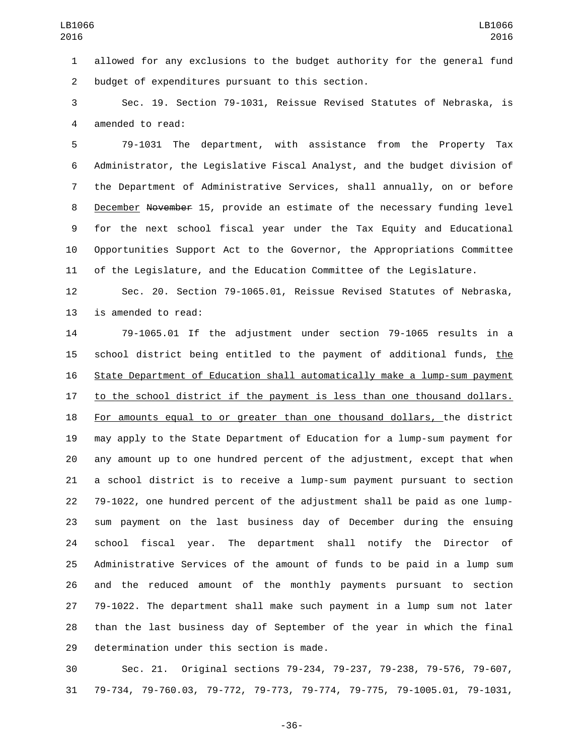allowed for any exclusions to the budget authority for the general fund budget of expenditures pursuant to this section.

Sec. 19. Section 79-1031, Reissue Revised Statutes of Nebraska, is amended to read:

79-1031 The department, with assistance from the Property Tax Administrator, the Legislative Fiscal Analyst, and the budget division of the Department of Administrative Services, shall annually, on or before December ~~November~~ 15, provide an estimate of the necessary funding level for the next school fiscal year under the Tax Equity and Educational Opportunities Support Act to the Governor, the Appropriations Committee of the Legislature, and the Education Committee of the Legislature.

Sec. 20. Section 79-1065.01, Reissue Revised Statutes of Nebraska, is amended to read:

79-1065.01 If the adjustment under section 79-1065 results in a school district being entitled to the payment of additional funds, the State Department of Education shall automatically make a lump-sum payment to the school district if the payment is less than one thousand dollars. For amounts equal to or greater than one thousand dollars, the district may apply to the State Department of Education for a lump-sum payment for any amount up to one hundred percent of the adjustment, except that when a school district is to receive a lump-sum payment pursuant to section 79-1022, one hundred percent of the adjustment shall be paid as one lump-sum payment on the last business day of December during the ensuing school fiscal year. The department shall notify the Director of Administrative Services of the amount of funds to be paid in a lump sum and the reduced amount of the monthly payments pursuant to section 79-1022. The department shall make such payment in a lump sum not later than the last business day of September of the year in which the final determination under this section is made.

Sec. 21. Original sections 79-234, 79-237, 79-238, 79-576, 79-607, 79-734, 79-760.03, 79-772, 79-773, 79-774, 79-775, 79-1005.01, 79-1031,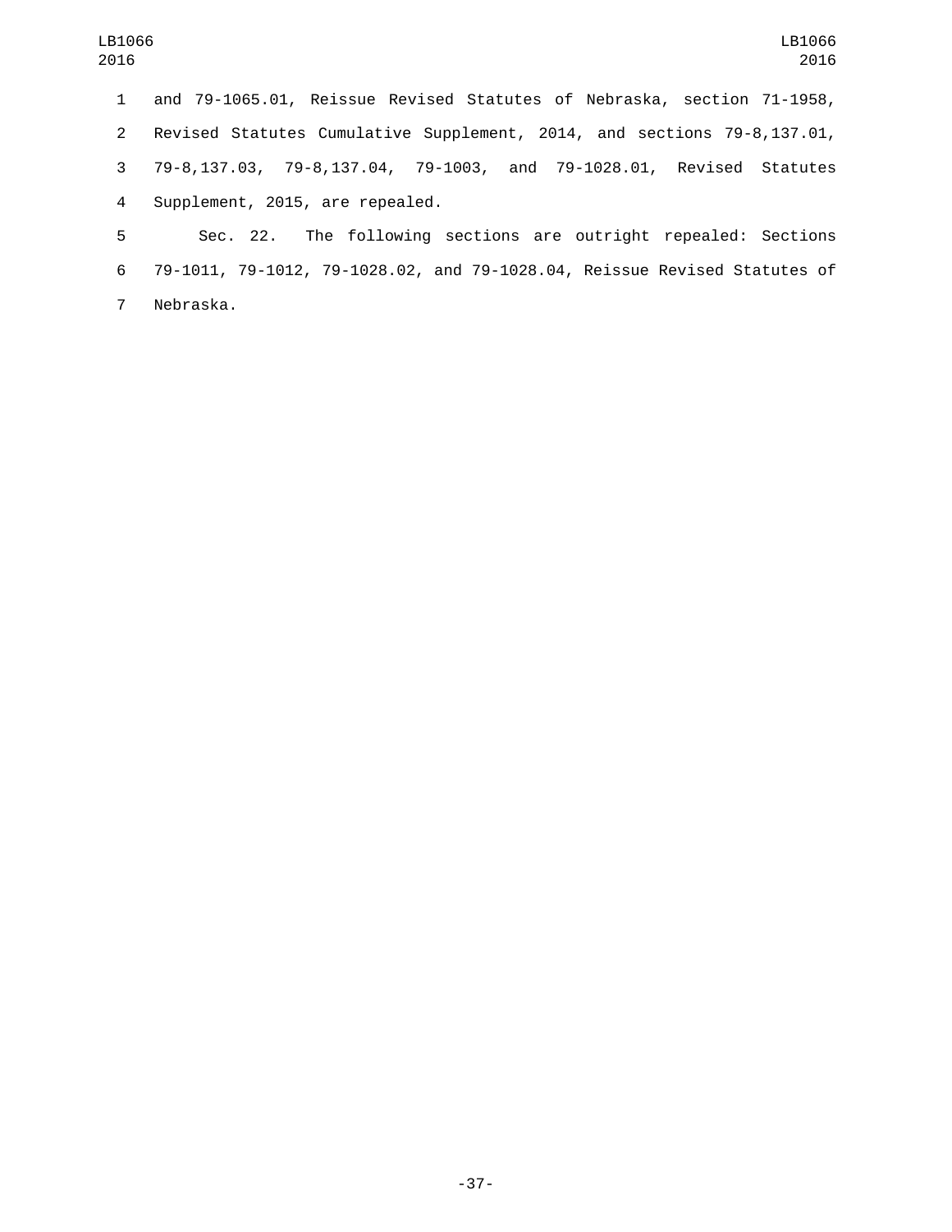and 79-1065.01, Reissue Revised Statutes of Nebraska, section 71-1958, Revised Statutes Cumulative Supplement, 2014, and sections 79-8,137.01, 79-8,137.03, 79-8,137.04, 79-1003, and 79-1028.01, Revised Statutes Supplement, 2015, are repealed.

Sec. 22. The following sections are outright repealed: Sections 79-1011, 79-1012, 79-1028.02, and 79-1028.04, Reissue Revised Statutes of Nebraska.